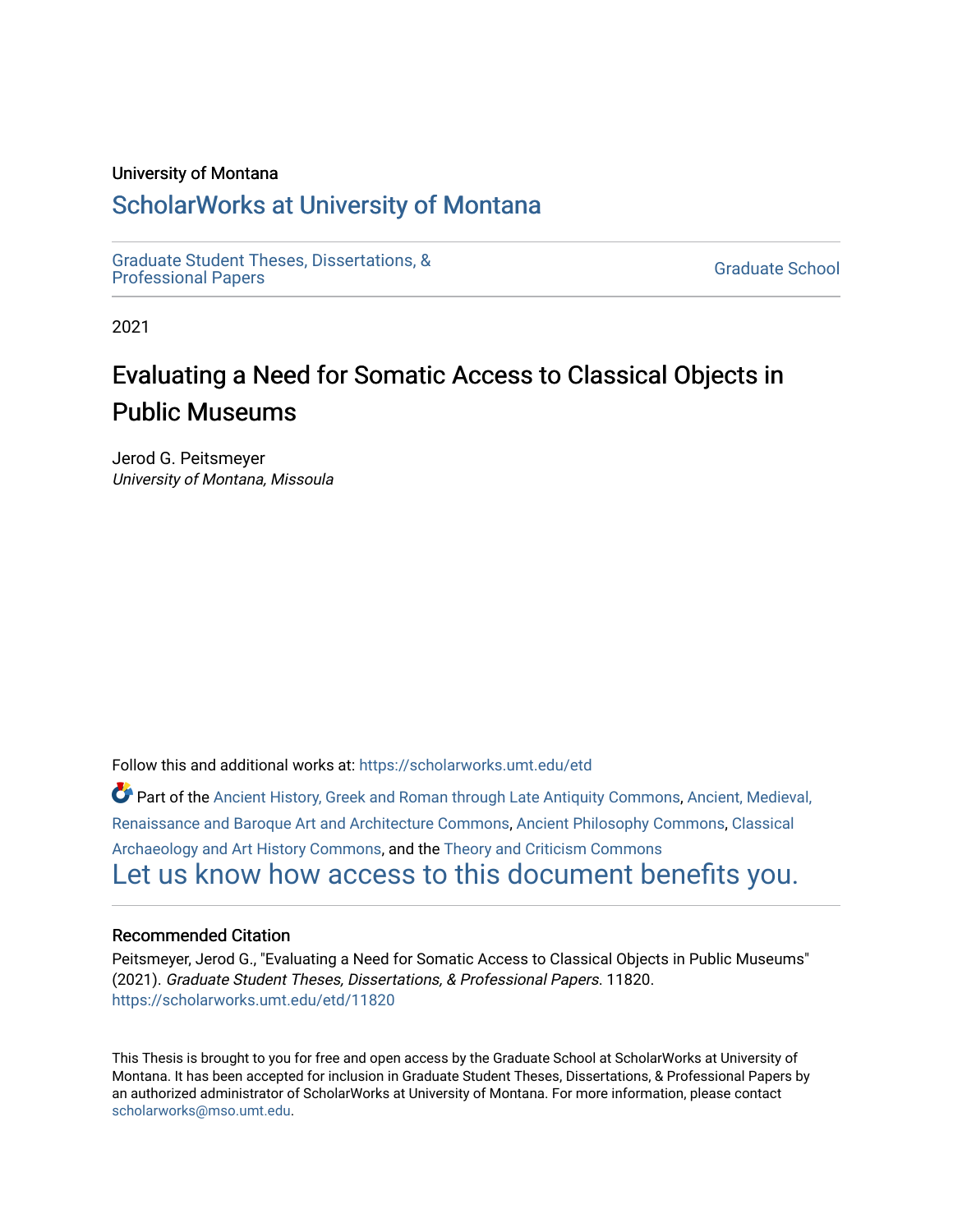University of Montana

# ScholarWorks at University of Montana

Graduate Student Theses, Dissertations, & Professional Papers

Graduate School

2021

# Evaluating a Need for Somatic Access to Classical Objects in Public Museums

Jerod G. Peitsmeyer
*University of Montana, Missoula*

Follow this and additional works at: https://scholarworks.umt.edu/etd

Part of the Ancient History, Greek and Roman through Late Antiquity Commons, Ancient, Medieval, Renaissance and Baroque Art and Architecture Commons, Ancient Philosophy Commons, Classical Archaeology and Art History Commons, and the Theory and Criticism Commons

Let us know how access to this document benefits you.

## Recommended Citation

Peitsmeyer, Jerod G., "Evaluating a Need for Somatic Access to Classical Objects in Public Museums" (2021). *Graduate Student Theses, Dissertations, & Professional Papers*. 11820.
https://scholarworks.umt.edu/etd/11820

This Thesis is brought to you for free and open access by the Graduate School at ScholarWorks at University of Montana. It has been accepted for inclusion in Graduate Student Theses, Dissertations, & Professional Papers by an authorized administrator of ScholarWorks at University of Montana. For more information, please contact scholarworks@mso.umt.edu.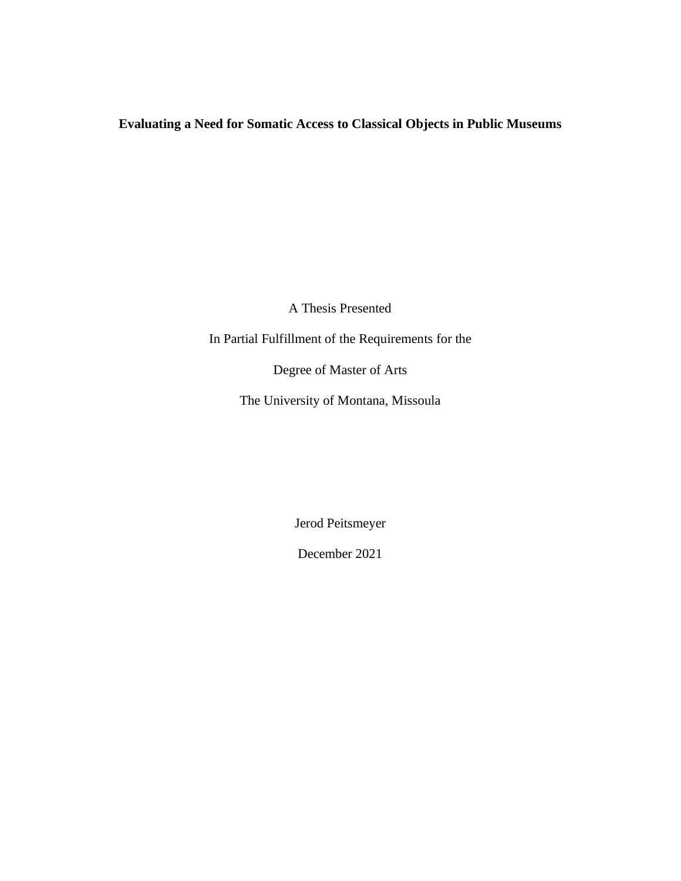**Evaluating a Need for Somatic Access to Classical Objects in Public Museums**

A Thesis Presented

In Partial Fulfillment of the Requirements for the

Degree of Master of Arts

The University of Montana, Missoula

Jerod Peitsmeyer

December 2021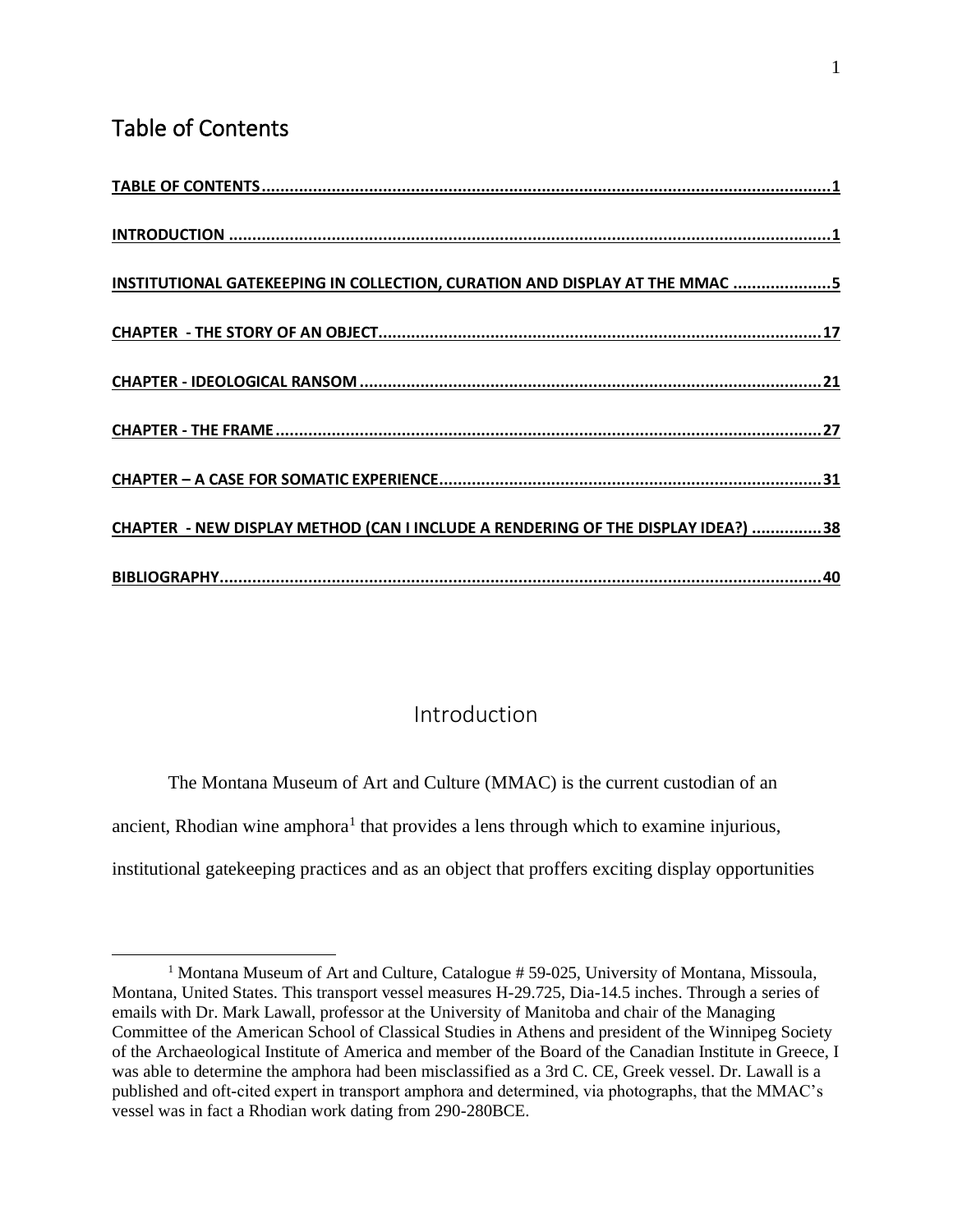# Table of Contents

[TABLE OF CONTENTS .......... 1](#)

[INTRODUCTION .......... 1](#)

[INSTITUTIONAL GATEKEEPING IN COLLECTION, CURATION AND DISPLAY AT THE MMAC .......... 5](#)

[CHAPTER - THE STORY OF AN OBJECT .......... 17](#)

[CHAPTER - IDEOLOGICAL RANSOM .......... 21](#)

[CHAPTER - THE FRAME .......... 27](#)

[CHAPTER – A CASE FOR SOMATIC EXPERIENCE .......... 31](#)

[CHAPTER - NEW DISPLAY METHOD (CAN I INCLUDE A RENDERING OF THE DISPLAY IDEA?) .......... 38](#)

[BIBLIOGRAPHY .......... 40](#)

# Introduction

The Montana Museum of Art and Culture (MMAC) is the current custodian of an ancient, Rhodian wine amphora[1] that provides a lens through which to examine injurious, institutional gatekeeping practices and as an object that proffers exciting display opportunities

---

[1] Montana Museum of Art and Culture, Catalogue # 59-025, University of Montana, Missoula, Montana, United States. This transport vessel measures H-29.725, Dia-14.5 inches. Through a series of emails with Dr. Mark Lawall, professor at the University of Manitoba and chair of the Managing Committee of the American School of Classical Studies in Athens and president of the Winnipeg Society of the Archaeological Institute of America and member of the Board of the Canadian Institute in Greece, I was able to determine the amphora had been misclassified as a 3rd C. CE, Greek vessel. Dr. Lawall is a published and oft-cited expert in transport amphora and determined, via photographs, that the MMAC's vessel was in fact a Rhodian work dating from 290-280BCE.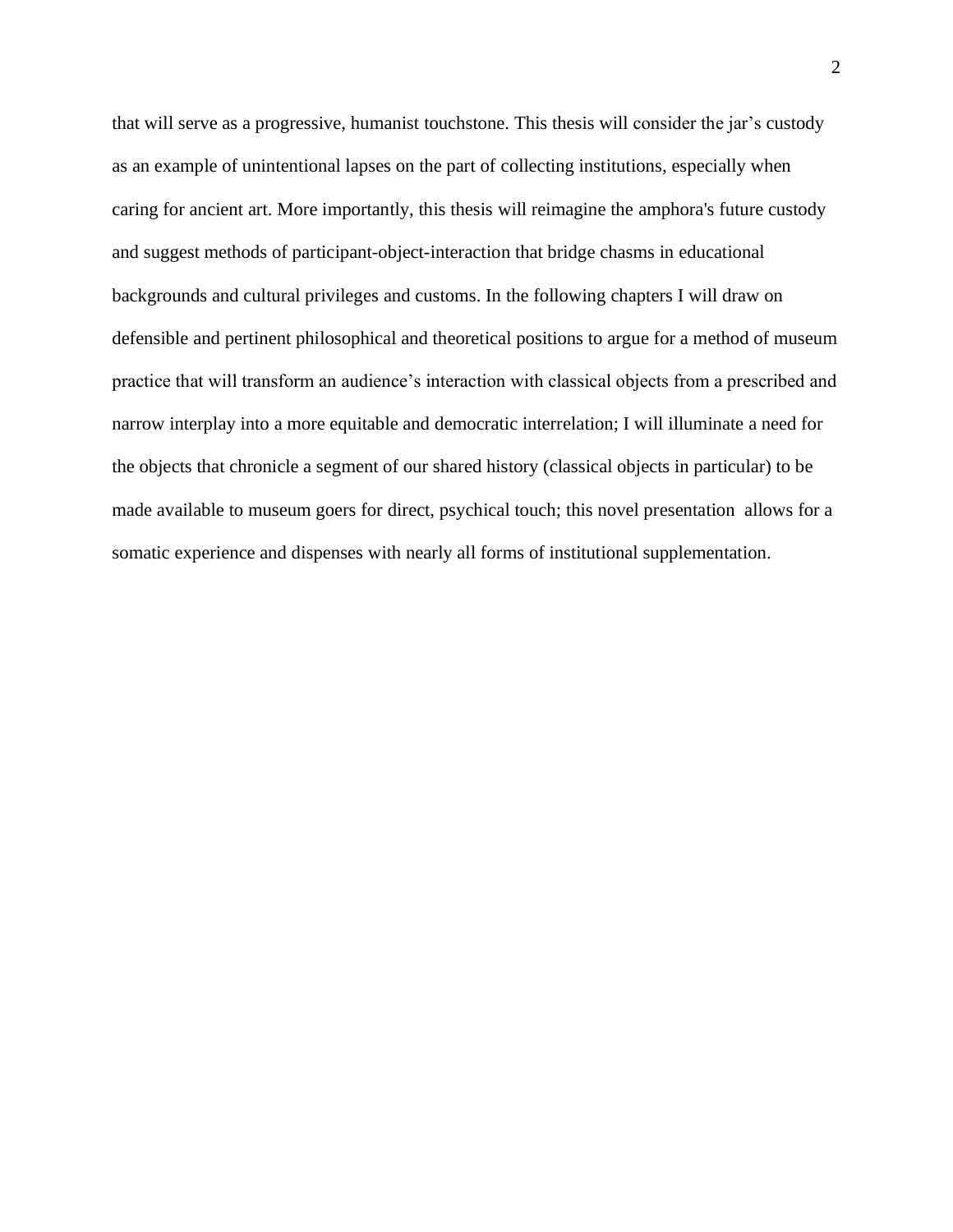that will serve as a progressive, humanist touchstone. This thesis will consider the jar's custody as an example of unintentional lapses on the part of collecting institutions, especially when caring for ancient art. More importantly, this thesis will reimagine the amphora's future custody and suggest methods of participant-object-interaction that bridge chasms in educational backgrounds and cultural privileges and customs. In the following chapters I will draw on defensible and pertinent philosophical and theoretical positions to argue for a method of museum practice that will transform an audience's interaction with classical objects from a prescribed and narrow interplay into a more equitable and democratic interrelation; I will illuminate a need for the objects that chronicle a segment of our shared history (classical objects in particular) to be made available to museum goers for direct, psychical touch; this novel presentation  allows for a somatic experience and dispenses with nearly all forms of institutional supplementation.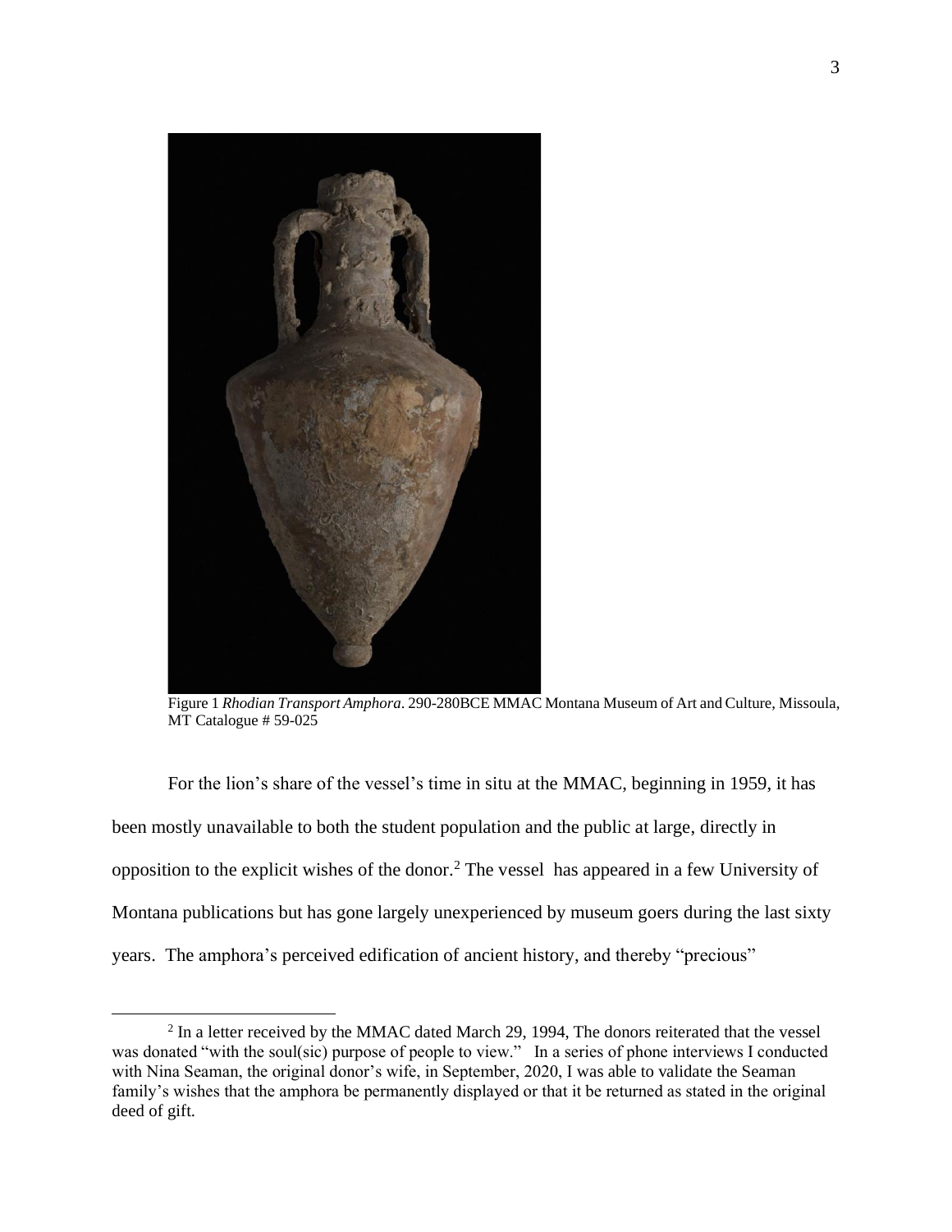Figure 1 *Rhodian Transport Amphora*. 290-280BCE MMAC Montana Museum of Art and Culture, Missoula, MT Catalogue # 59-025

For the lion's share of the vessel's time in situ at the MMAC, beginning in 1959, it has been mostly unavailable to both the student population and the public at large, directly in opposition to the explicit wishes of the donor.[2] The vessel has appeared in a few University of Montana publications but has gone largely unexperienced by museum goers during the last sixty years. The amphora's perceived edification of ancient history, and thereby "precious"

[2] In a letter received by the MMAC dated March 29, 1994, The donors reiterated that the vessel was donated "with the soul(sic) purpose of people to view." In a series of phone interviews I conducted with Nina Seaman, the original donor's wife, in September, 2020, I was able to validate the Seaman family's wishes that the amphora be permanently displayed or that it be returned as stated in the original deed of gift.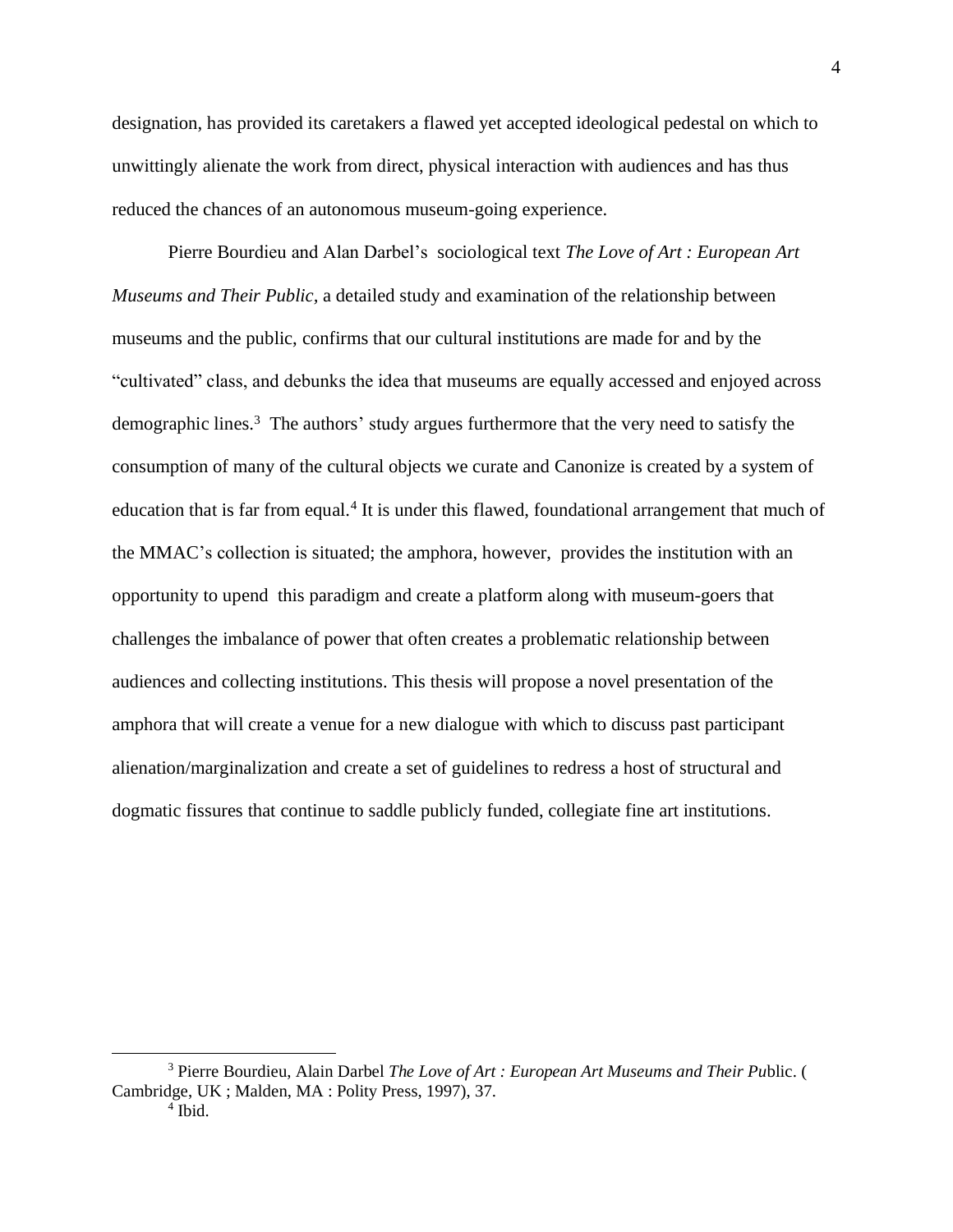designation, has provided its caretakers a flawed yet accepted ideological pedestal on which to unwittingly alienate the work from direct, physical interaction with audiences and has thus reduced the chances of an autonomous museum-going experience.

Pierre Bourdieu and Alan Darbel's sociological text *The Love of Art : European Art Museums and Their Public,* a detailed study and examination of the relationship between museums and the public, confirms that our cultural institutions are made for and by the "cultivated" class, and debunks the idea that museums are equally accessed and enjoyed across demographic lines.[3] The authors' study argues furthermore that the very need to satisfy the consumption of many of the cultural objects we curate and Canonize is created by a system of education that is far from equal.[4] It is under this flawed, foundational arrangement that much of the MMAC's collection is situated; the amphora, however, provides the institution with an opportunity to upend this paradigm and create a platform along with museum-goers that challenges the imbalance of power that often creates a problematic relationship between audiences and collecting institutions. This thesis will propose a novel presentation of the amphora that will create a venue for a new dialogue with which to discuss past participant alienation/marginalization and create a set of guidelines to redress a host of structural and dogmatic fissures that continue to saddle publicly funded, collegiate fine art institutions.

---

[3] Pierre Bourdieu, Alain Darbel *The Love of Art : European Art Museums and Their Pu*blic. ( Cambridge, UK ; Malden, MA : Polity Press, 1997), 37.

[4] Ibid.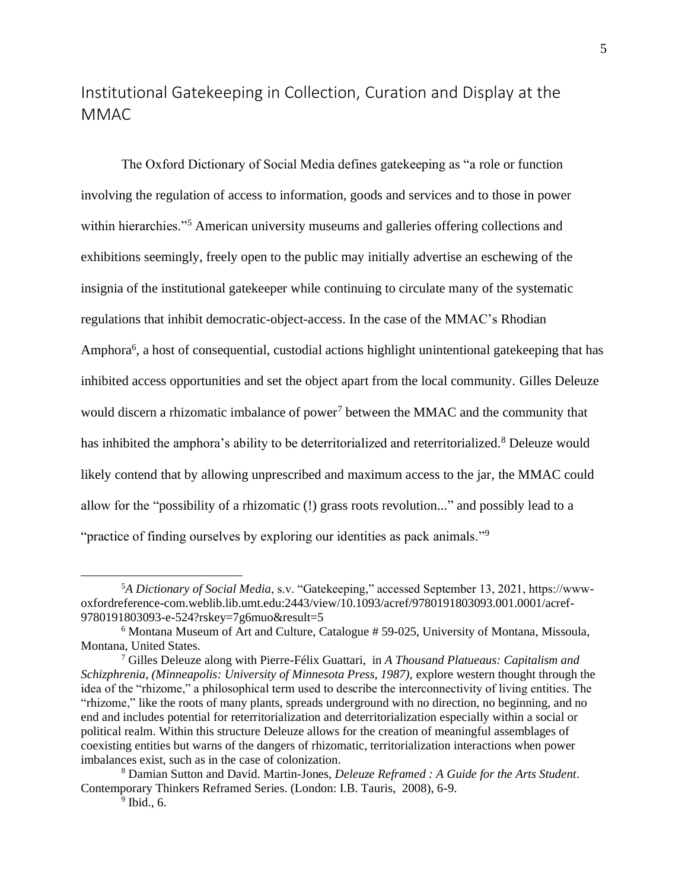## Institutional Gatekeeping in Collection, Curation and Display at the MMAC

The Oxford Dictionary of Social Media defines gatekeeping as "a role or function involving the regulation of access to information, goods and services and to those in power within hierarchies."[5] American university museums and galleries offering collections and exhibitions seemingly, freely open to the public may initially advertise an eschewing of the insignia of the institutional gatekeeper while continuing to circulate many of the systematic regulations that inhibit democratic-object-access. In the case of the MMAC's Rhodian Amphora[6], a host of consequential, custodial actions highlight unintentional gatekeeping that has inhibited access opportunities and set the object apart from the local community. Gilles Deleuze would discern a rhizomatic imbalance of power[7] between the MMAC and the community that has inhibited the amphora's ability to be deterritorialized and reterritorialized.[8] Deleuze would likely contend that by allowing unprescribed and maximum access to the jar, the MMAC could allow for the "possibility of a rhizomatic (!) grass roots revolution..." and possibly lead to a "practice of finding ourselves by exploring our identities as pack animals."[9]

---

[5] *A Dictionary of Social Media*, s.v. "Gatekeeping," accessed September 13, 2021, https://www-oxfordreference-com.weblib.lib.umt.edu:2443/view/10.1093/acref/9780191803093.001.0001/acref-9780191803093-e-524?rskey=7g6muo&result=5

[6] Montana Museum of Art and Culture, Catalogue # 59-025, University of Montana, Missoula, Montana, United States.

[7] Gilles Deleuze along with Pierre-Félix Guattari, in *A Thousand Platueaus: Capitalism and Schizphrenia, (Minneapolis: University of Minnesota Press, 1987),* explore western thought through the idea of the "rhizome," a philosophical term used to describe the interconnectivity of living entities. The "rhizome," like the roots of many plants, spreads underground with no direction, no beginning, and no end and includes potential for reterritorialization and deterritorialization especially within a social or political realm. Within this structure Deleuze allows for the creation of meaningful assemblages of coexisting entities but warns of the dangers of rhizomatic, territorialization interactions when power imbalances exist, such as in the case of colonization.

[8] Damian Sutton and David. Martin-Jones, *Deleuze Reframed : A Guide for the Arts Student*. Contemporary Thinkers Reframed Series. (London: I.B. Tauris, 2008), 6-9.

[9] Ibid., 6.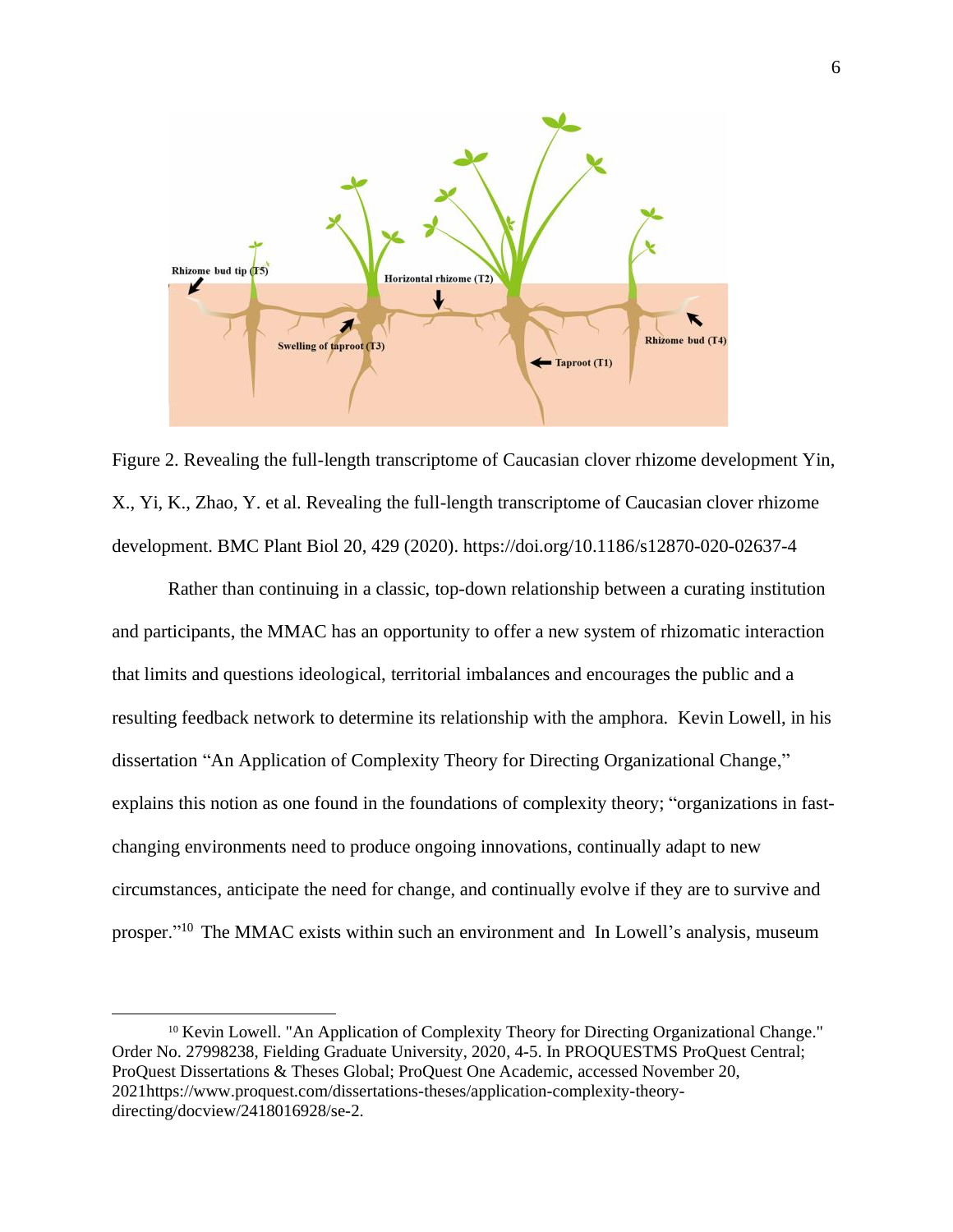Figure 2. Revealing the full-length transcriptome of Caucasian clover rhizome development Yin, X., Yi, K., Zhao, Y. et al. Revealing the full-length transcriptome of Caucasian clover rhizome development. BMC Plant Biol 20, 429 (2020). https://doi.org/10.1186/s12870-020-02637-4

Rather than continuing in a classic, top-down relationship between a curating institution and participants, the MMAC has an opportunity to offer a new system of rhizomatic interaction that limits and questions ideological, territorial imbalances and encourages the public and a resulting feedback network to determine its relationship with the amphora. Kevin Lowell, in his dissertation "An Application of Complexity Theory for Directing Organizational Change," explains this notion as one found in the foundations of complexity theory; "organizations in fast-changing environments need to produce ongoing innovations, continually adapt to new circumstances, anticipate the need for change, and continually evolve if they are to survive and prosper."[10] The MMAC exists within such an environment and In Lowell's analysis, museum

[10] Kevin Lowell. "An Application of Complexity Theory for Directing Organizational Change." Order No. 27998238, Fielding Graduate University, 2020, 4-5. In PROQUESTMS ProQuest Central; ProQuest Dissertations & Theses Global; ProQuest One Academic, accessed November 20, 2021https://www.proquest.com/dissertations-theses/application-complexity-theory-directing/docview/2418016928/se-2.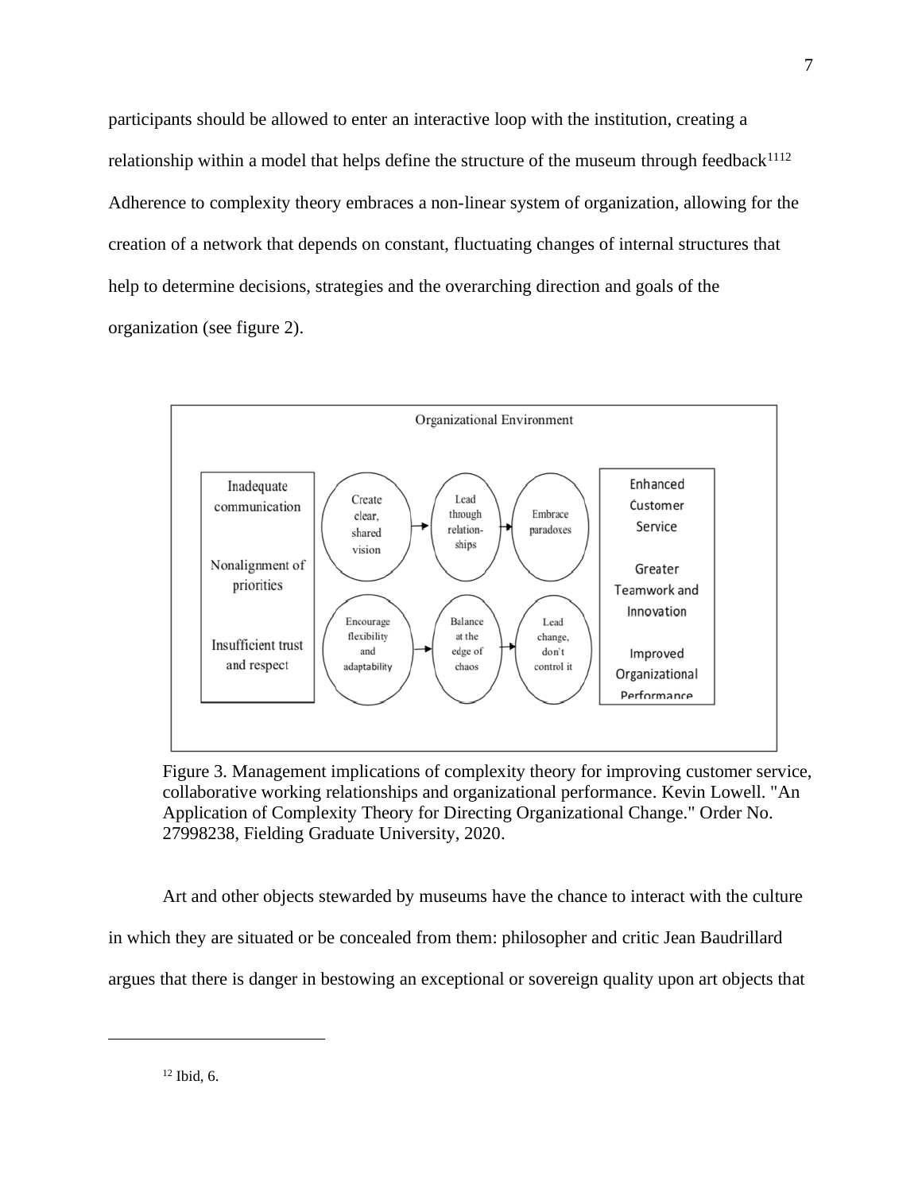participants should be allowed to enter an interactive loop with the institution, creating a relationship within a model that helps define the structure of the museum through feedback[11][12] Adherence to complexity theory embraces a non-linear system of organization, allowing for the creation of a network that depends on constant, fluctuating changes of internal structures that help to determine decisions, strategies and the overarching direction and goals of the organization (see figure 2).

Figure 3. Management implications of complexity theory for improving customer service, collaborative working relationships and organizational performance. Kevin Lowell. "An Application of Complexity Theory for Directing Organizational Change." Order No. 27998238, Fielding Graduate University, 2020.

Art and other objects stewarded by museums have the chance to interact with the culture in which they are situated or be concealed from them: philosopher and critic Jean Baudrillard argues that there is danger in bestowing an exceptional or sovereign quality upon art objects that

[12] Ibid, 6.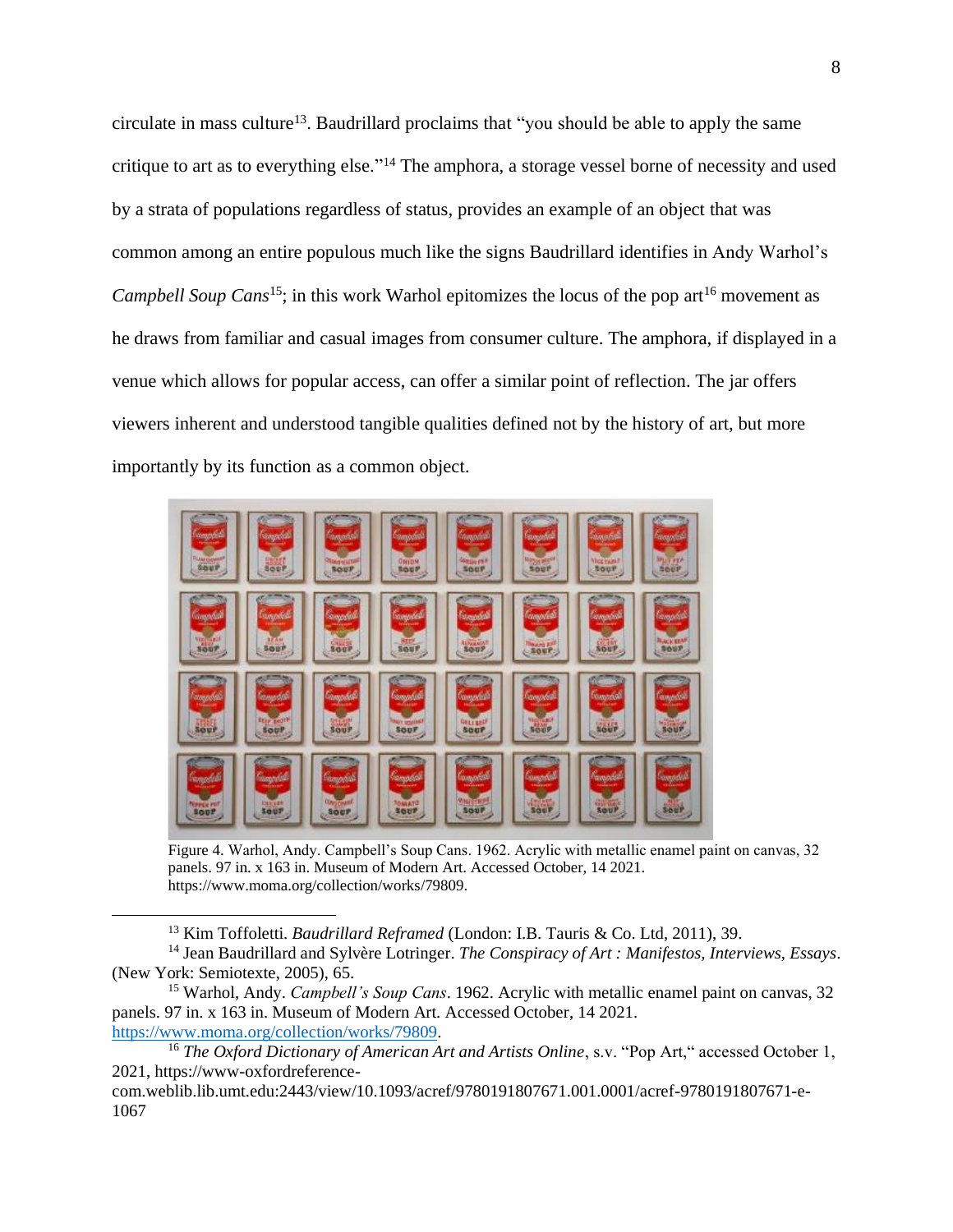circulate in mass culture[13]. Baudrillard proclaims that "you should be able to apply the same critique to art as to everything else."[14] The amphora, a storage vessel borne of necessity and used by a strata of populations regardless of status, provides an example of an object that was common among an entire populous much like the signs Baudrillard identifies in Andy Warhol's *Campbell Soup Cans*[15]; in this work Warhol epitomizes the locus of the pop art[16] movement as he draws from familiar and casual images from consumer culture. The amphora, if displayed in a venue which allows for popular access, can offer a similar point of reflection. The jar offers viewers inherent and understood tangible qualities defined not by the history of art, but more importantly by its function as a common object.

Figure 4. Warhol, Andy. Campbell's Soup Cans. 1962. Acrylic with metallic enamel paint on canvas, 32 panels. 97 in. x 163 in. Museum of Modern Art. Accessed October, 14 2021. https://www.moma.org/collection/works/79809.

---

[13] Kim Toffoletti. *Baudrillard Reframed* (London: I.B. Tauris & Co. Ltd, 2011), 39.

[14] Jean Baudrillard and Sylvère Lotringer. *The Conspiracy of Art : Manifestos, Interviews, Essays*. (New York: Semiotexte, 2005), 65.

[15] Warhol, Andy. *Campbell's Soup Cans*. 1962. Acrylic with metallic enamel paint on canvas, 32 panels. 97 in. x 163 in. Museum of Modern Art. Accessed October, 14 2021. https://www.moma.org/collection/works/79809.

[16] *The Oxford Dictionary of American Art and Artists Online*, s.v. "Pop Art," accessed October 1, 2021, https://www-oxfordreference-com.weblib.lib.umt.edu:2443/view/10.1093/acref/9780191807671.001.0001/acref-9780191807671-e-1067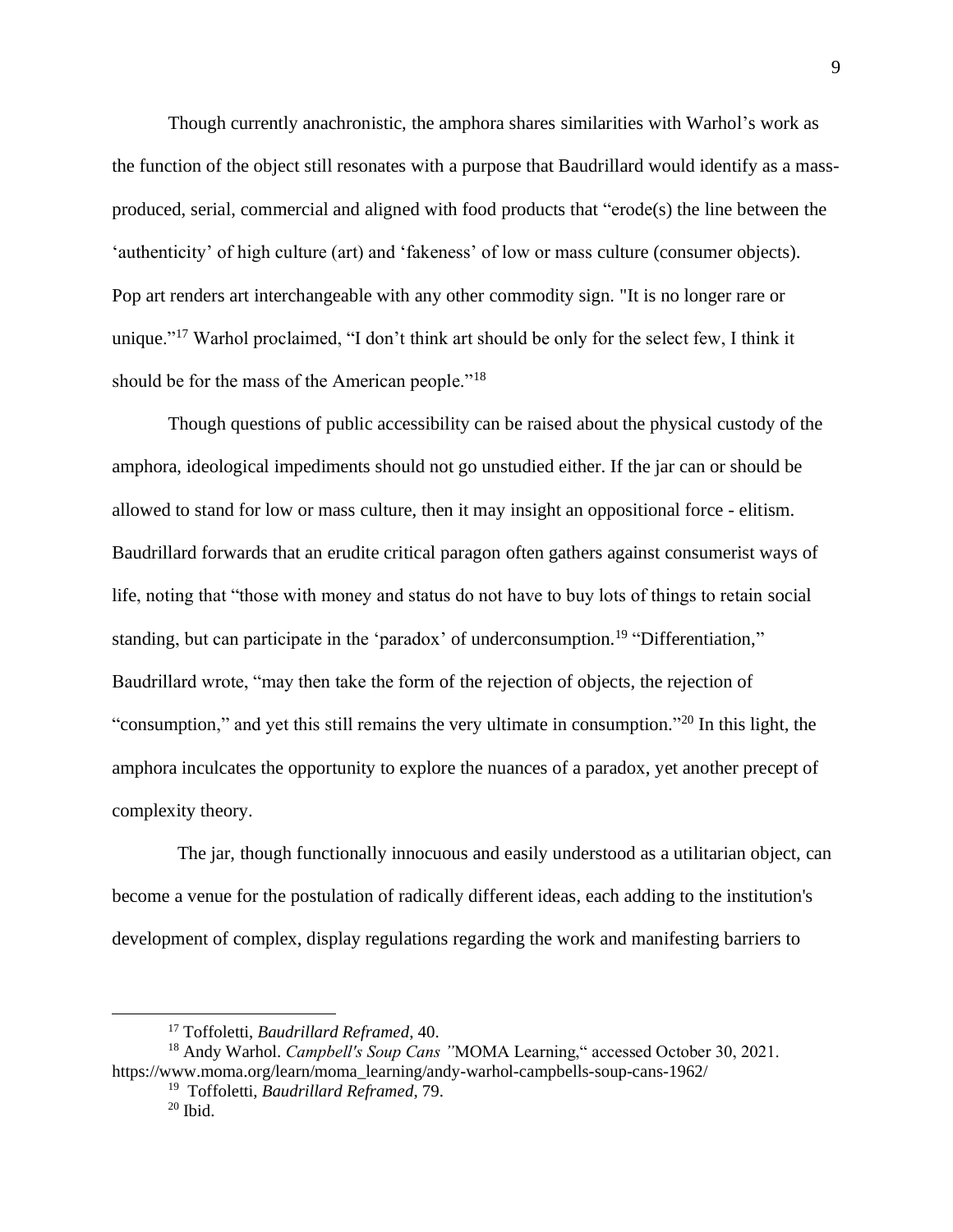Though currently anachronistic, the amphora shares similarities with Warhol's work as the function of the object still resonates with a purpose that Baudrillard would identify as a mass-produced, serial, commercial and aligned with food products that "erode(s) the line between the 'authenticity' of high culture (art) and 'fakeness' of low or mass culture (consumer objects). Pop art renders art interchangeable with any other commodity sign. "It is no longer rare or unique."[17] Warhol proclaimed, "I don't think art should be only for the select few, I think it should be for the mass of the American people."[18]

Though questions of public accessibility can be raised about the physical custody of the amphora, ideological impediments should not go unstudied either. If the jar can or should be allowed to stand for low or mass culture, then it may insight an oppositional force - elitism. Baudrillard forwards that an erudite critical paragon often gathers against consumerist ways of life, noting that "those with money and status do not have to buy lots of things to retain social standing, but can participate in the 'paradox' of underconsumption.[19] "Differentiation," Baudrillard wrote, "may then take the form of the rejection of objects, the rejection of "consumption," and yet this still remains the very ultimate in consumption."[20] In this light, the amphora inculcates the opportunity to explore the nuances of a paradox, yet another precept of complexity theory.

The jar, though functionally innocuous and easily understood as a utilitarian object, can become a venue for the postulation of radically different ideas, each adding to the institution's development of complex, display regulations regarding the work and manifesting barriers to

---

[17] Toffoletti, *Baudrillard Reframed*, 40.

[18] Andy Warhol. *Campbell's Soup Cans* "MOMA Learning," accessed October 30, 2021. https://www.moma.org/learn/moma_learning/andy-warhol-campbells-soup-cans-1962/

[19] Toffoletti, *Baudrillard Reframed*, 79.

[20] Ibid.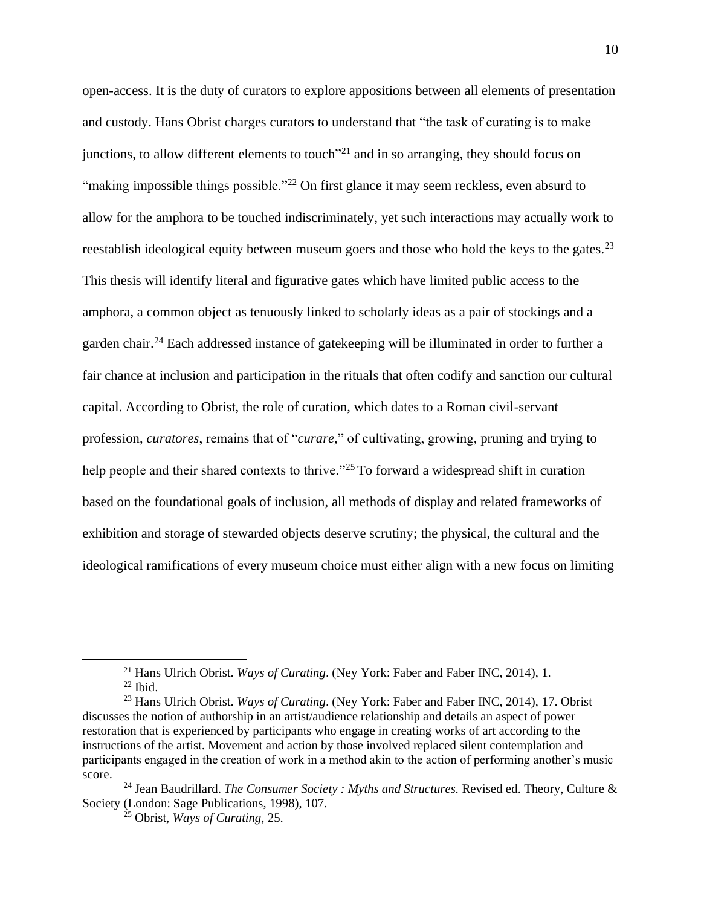open-access. It is the duty of curators to explore appositions between all elements of presentation and custody. Hans Obrist charges curators to understand that "the task of curating is to make junctions, to allow different elements to touch"[21] and in so arranging, they should focus on "making impossible things possible."[22] On first glance it may seem reckless, even absurd to allow for the amphora to be touched indiscriminately, yet such interactions may actually work to reestablish ideological equity between museum goers and those who hold the keys to the gates.[23] This thesis will identify literal and figurative gates which have limited public access to the amphora, a common object as tenuously linked to scholarly ideas as a pair of stockings and a garden chair.[24] Each addressed instance of gatekeeping will be illuminated in order to further a fair chance at inclusion and participation in the rituals that often codify and sanction our cultural capital. According to Obrist, the role of curation, which dates to a Roman civil-servant profession, *curatores*, remains that of "*curare,*" of cultivating, growing, pruning and trying to help people and their shared contexts to thrive."[25] To forward a widespread shift in curation based on the foundational goals of inclusion, all methods of display and related frameworks of exhibition and storage of stewarded objects deserve scrutiny; the physical, the cultural and the ideological ramifications of every museum choice must either align with a new focus on limiting

---

[21] Hans Ulrich Obrist. *Ways of Curating*. (Ney York: Faber and Faber INC, 2014), 1.

[22] Ibid.

[23] Hans Ulrich Obrist. *Ways of Curating*. (Ney York: Faber and Faber INC, 2014), 17. Obrist discusses the notion of authorship in an artist/audience relationship and details an aspect of power restoration that is experienced by participants who engage in creating works of art according to the instructions of the artist. Movement and action by those involved replaced silent contemplation and participants engaged in the creation of work in a method akin to the action of performing another's music score.

[24] Jean Baudrillard. *The Consumer Society : Myths and Structures.* Revised ed. Theory, Culture & Society (London: Sage Publications, 1998), 107.

[25] Obrist, *Ways of Curating*, 25.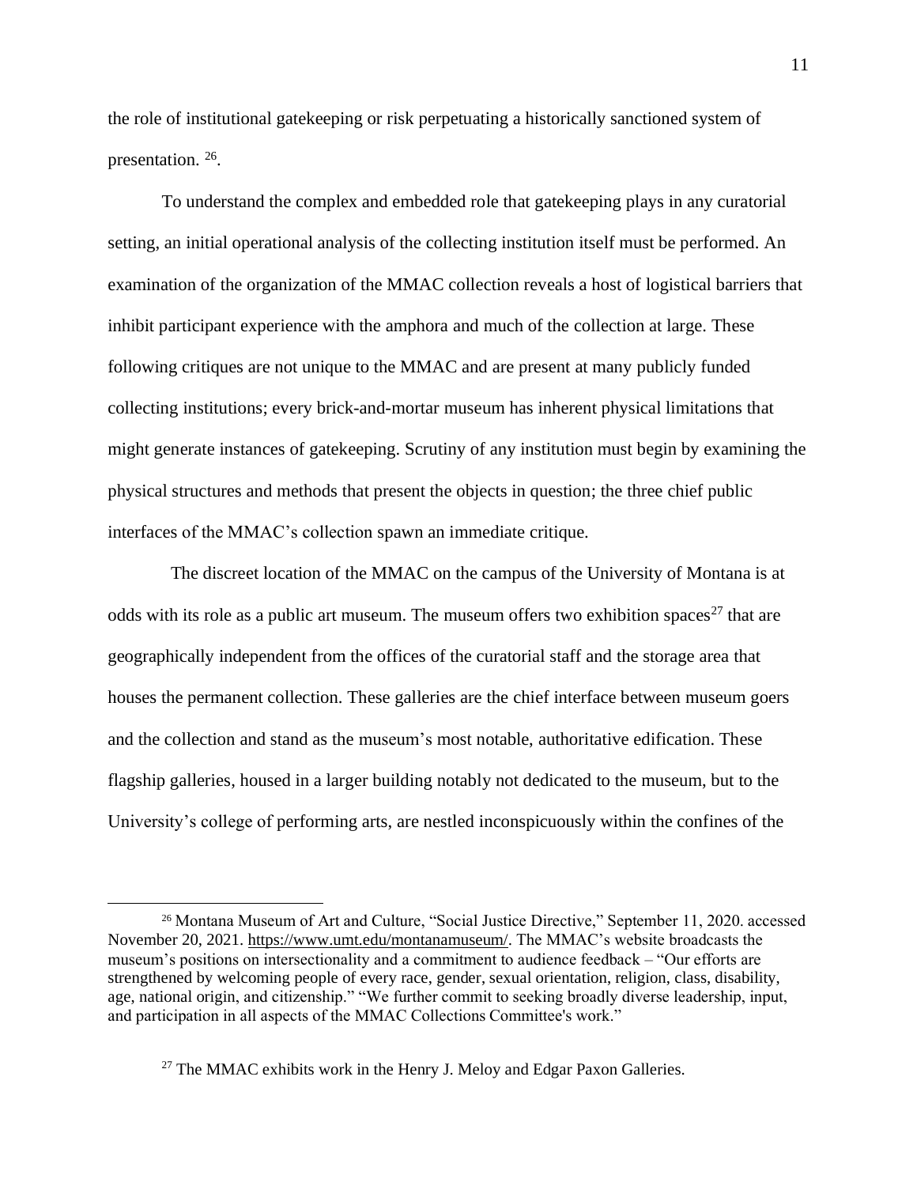the role of institutional gatekeeping or risk perpetuating a historically sanctioned system of presentation. [26].

To understand the complex and embedded role that gatekeeping plays in any curatorial setting, an initial operational analysis of the collecting institution itself must be performed. An examination of the organization of the MMAC collection reveals a host of logistical barriers that inhibit participant experience with the amphora and much of the collection at large. These following critiques are not unique to the MMAC and are present at many publicly funded collecting institutions; every brick-and-mortar museum has inherent physical limitations that might generate instances of gatekeeping. Scrutiny of any institution must begin by examining the physical structures and methods that present the objects in question; the three chief public interfaces of the MMAC's collection spawn an immediate critique.

The discreet location of the MMAC on the campus of the University of Montana is at odds with its role as a public art museum. The museum offers two exhibition spaces[27] that are geographically independent from the offices of the curatorial staff and the storage area that houses the permanent collection. These galleries are the chief interface between museum goers and the collection and stand as the museum's most notable, authoritative edification. These flagship galleries, housed in a larger building notably not dedicated to the museum, but to the University's college of performing arts, are nestled inconspicuously within the confines of the

---

[26] Montana Museum of Art and Culture, "Social Justice Directive," September 11, 2020. accessed November 20, 2021. https://www.umt.edu/montanamuseum/. The MMAC's website broadcasts the museum's positions on intersectionality and a commitment to audience feedback – "Our efforts are strengthened by welcoming people of every race, gender, sexual orientation, religion, class, disability, age, national origin, and citizenship." "We further commit to seeking broadly diverse leadership, input, and participation in all aspects of the MMAC Collections Committee's work."

[27] The MMAC exhibits work in the Henry J. Meloy and Edgar Paxon Galleries.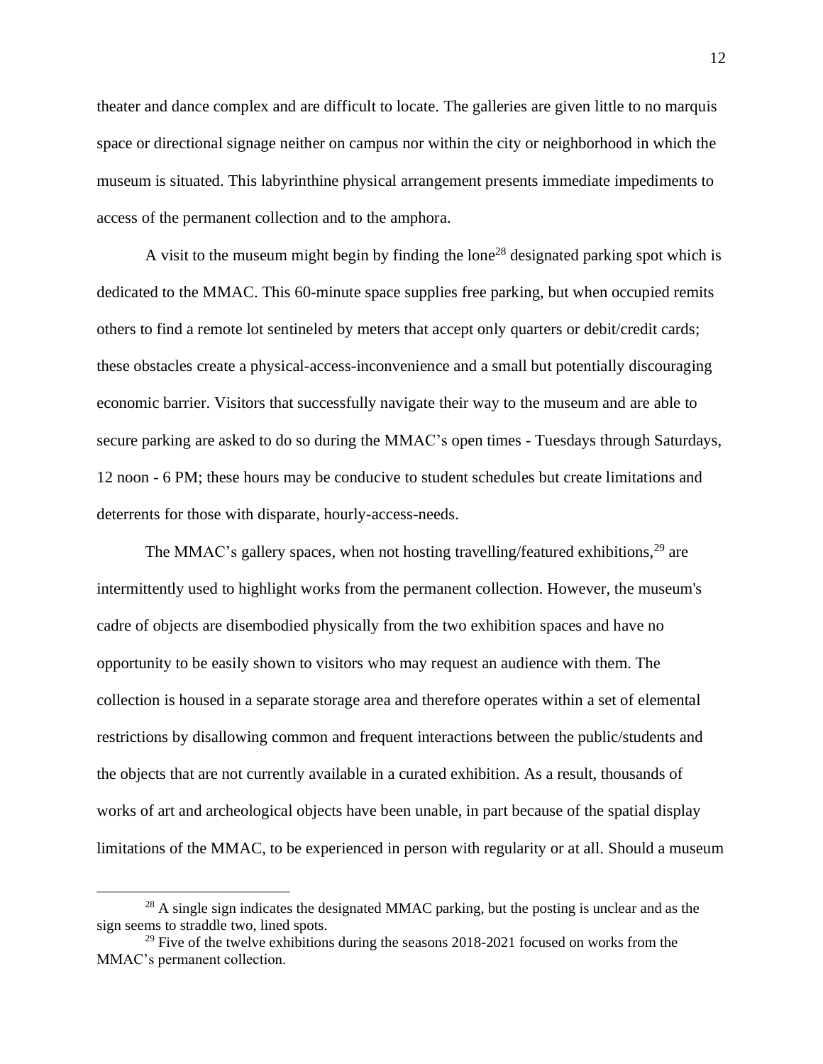theater and dance complex and are difficult to locate. The galleries are given little to no marquis space or directional signage neither on campus nor within the city or neighborhood in which the museum is situated. This labyrinthine physical arrangement presents immediate impediments to access of the permanent collection and to the amphora.

A visit to the museum might begin by finding the lone[28] designated parking spot which is dedicated to the MMAC. This 60-minute space supplies free parking, but when occupied remits others to find a remote lot sentineled by meters that accept only quarters or debit/credit cards; these obstacles create a physical-access-inconvenience and a small but potentially discouraging economic barrier. Visitors that successfully navigate their way to the museum and are able to secure parking are asked to do so during the MMAC's open times - Tuesdays through Saturdays, 12 noon - 6 PM; these hours may be conducive to student schedules but create limitations and deterrents for those with disparate, hourly-access-needs.

The MMAC's gallery spaces, when not hosting travelling/featured exhibitions,[29] are intermittently used to highlight works from the permanent collection. However, the museum's cadre of objects are disembodied physically from the two exhibition spaces and have no opportunity to be easily shown to visitors who may request an audience with them. The collection is housed in a separate storage area and therefore operates within a set of elemental restrictions by disallowing common and frequent interactions between the public/students and the objects that are not currently available in a curated exhibition. As a result, thousands of works of art and archeological objects have been unable, in part because of the spatial display limitations of the MMAC, to be experienced in person with regularity or at all. Should a museum

---

[28] A single sign indicates the designated MMAC parking, but the posting is unclear and as the sign seems to straddle two, lined spots.

[29] Five of the twelve exhibitions during the seasons 2018-2021 focused on works from the MMAC's permanent collection.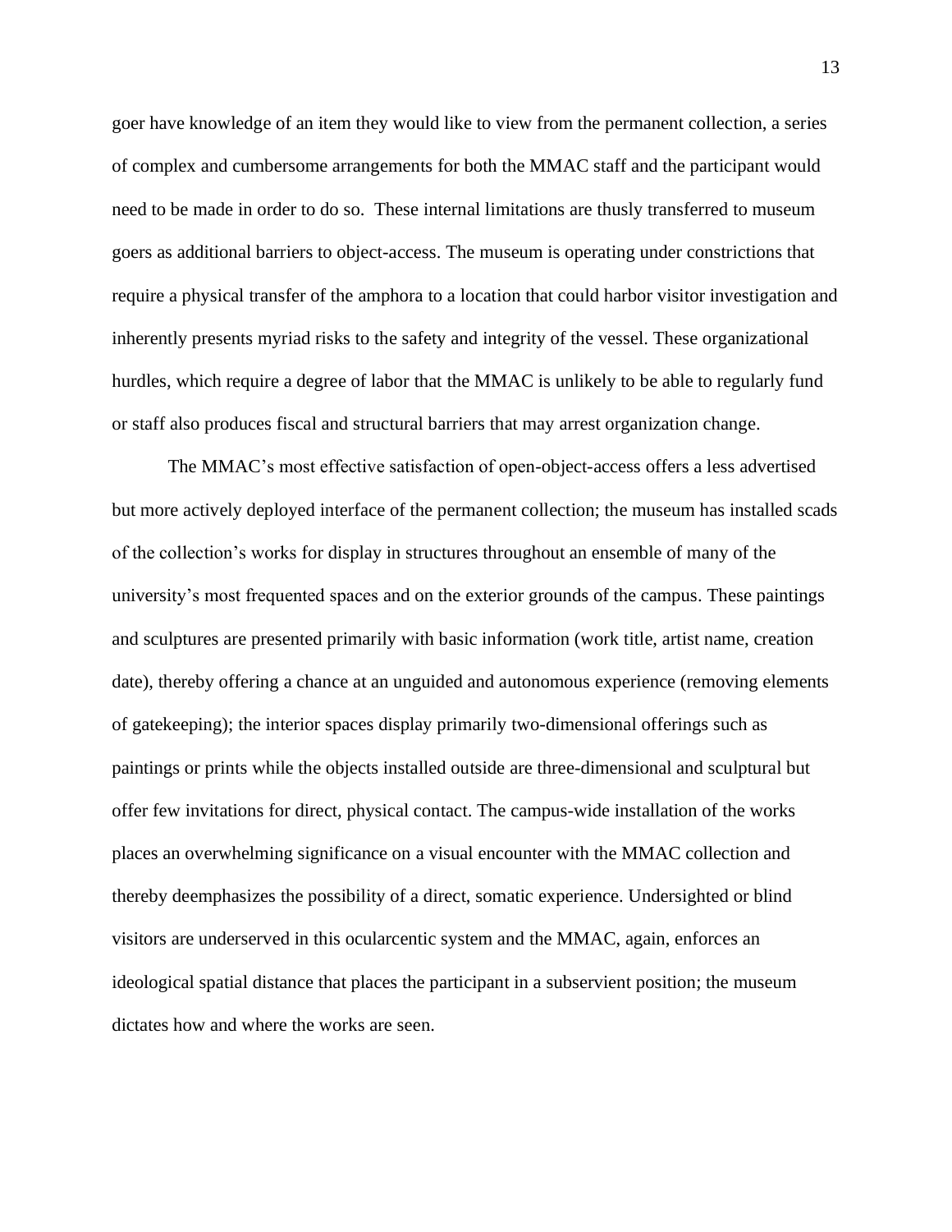goer have knowledge of an item they would like to view from the permanent collection, a series of complex and cumbersome arrangements for both the MMAC staff and the participant would need to be made in order to do so.  These internal limitations are thusly transferred to museum goers as additional barriers to object-access. The museum is operating under constrictions that require a physical transfer of the amphora to a location that could harbor visitor investigation and inherently presents myriad risks to the safety and integrity of the vessel. These organizational hurdles, which require a degree of labor that the MMAC is unlikely to be able to regularly fund or staff also produces fiscal and structural barriers that may arrest organization change.

The MMAC's most effective satisfaction of open-object-access offers a less advertised but more actively deployed interface of the permanent collection; the museum has installed scads of the collection's works for display in structures throughout an ensemble of many of the university's most frequented spaces and on the exterior grounds of the campus. These paintings and sculptures are presented primarily with basic information (work title, artist name, creation date), thereby offering a chance at an unguided and autonomous experience (removing elements of gatekeeping); the interior spaces display primarily two-dimensional offerings such as paintings or prints while the objects installed outside are three-dimensional and sculptural but offer few invitations for direct, physical contact. The campus-wide installation of the works places an overwhelming significance on a visual encounter with the MMAC collection and thereby deemphasizes the possibility of a direct, somatic experience. Undersighted or blind visitors are underserved in this ocularcentic system and the MMAC, again, enforces an ideological spatial distance that places the participant in a subservient position; the museum dictates how and where the works are seen.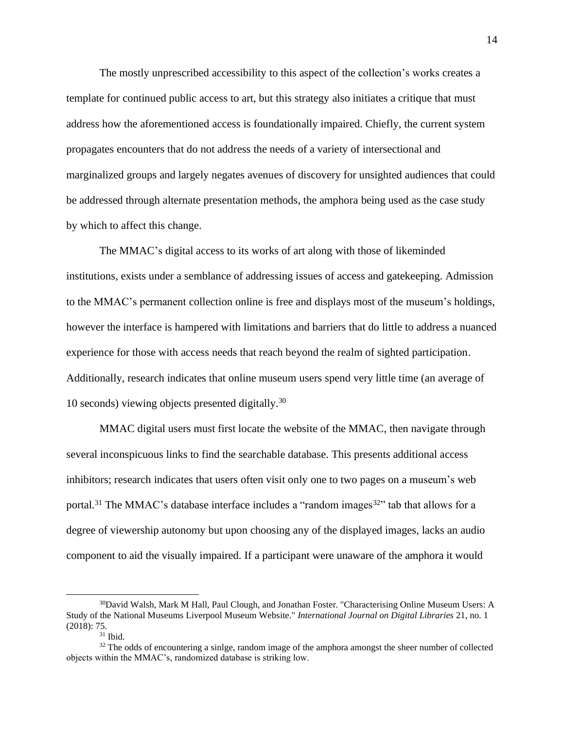The mostly unprescribed accessibility to this aspect of the collection's works creates a template for continued public access to art, but this strategy also initiates a critique that must address how the aforementioned access is foundationally impaired. Chiefly, the current system propagates encounters that do not address the needs of a variety of intersectional and marginalized groups and largely negates avenues of discovery for unsighted audiences that could be addressed through alternate presentation methods, the amphora being used as the case study by which to affect this change.

The MMAC's digital access to its works of art along with those of likeminded institutions, exists under a semblance of addressing issues of access and gatekeeping. Admission to the MMAC's permanent collection online is free and displays most of the museum's holdings, however the interface is hampered with limitations and barriers that do little to address a nuanced experience for those with access needs that reach beyond the realm of sighted participation. Additionally, research indicates that online museum users spend very little time (an average of 10 seconds) viewing objects presented digitally.[30]

MMAC digital users must first locate the website of the MMAC, then navigate through several inconspicuous links to find the searchable database. This presents additional access inhibitors; research indicates that users often visit only one to two pages on a museum's web portal.[31] The MMAC's database interface includes a "random images[32]" tab that allows for a degree of viewership autonomy but upon choosing any of the displayed images, lacks an audio component to aid the visually impaired. If a participant were unaware of the amphora it would

---

[30] David Walsh, Mark M Hall, Paul Clough, and Jonathan Foster. "Characterising Online Museum Users: A Study of the National Museums Liverpool Museum Website." *International Journal on Digital Libraries* 21, no. 1 (2018): 75.

[31] Ibid.

[32] The odds of encountering a sinlge, random image of the amphora amongst the sheer number of collected objects within the MMAC's, randomized database is striking low.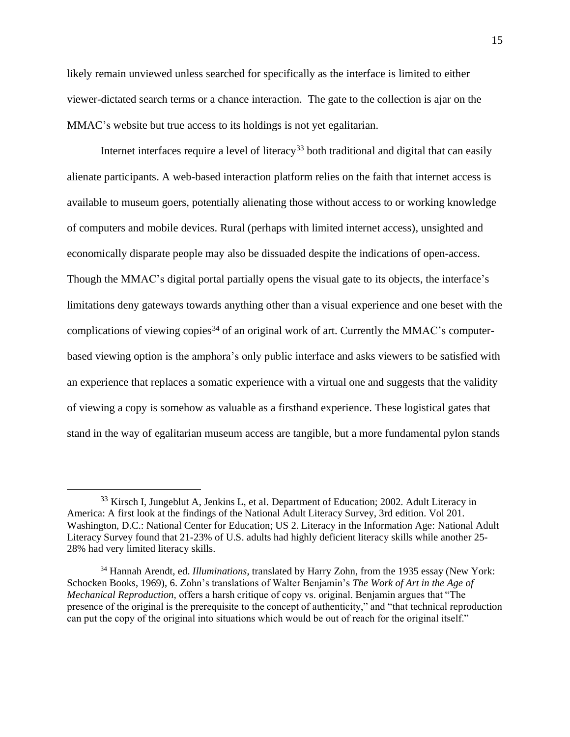likely remain unviewed unless searched for specifically as the interface is limited to either viewer-dictated search terms or a chance interaction. The gate to the collection is ajar on the MMAC's website but true access to its holdings is not yet egalitarian.

Internet interfaces require a level of literacy[33] both traditional and digital that can easily alienate participants. A web-based interaction platform relies on the faith that internet access is available to museum goers, potentially alienating those without access to or working knowledge of computers and mobile devices. Rural (perhaps with limited internet access), unsighted and economically disparate people may also be dissuaded despite the indications of open-access. Though the MMAC's digital portal partially opens the visual gate to its objects, the interface's limitations deny gateways towards anything other than a visual experience and one beset with the complications of viewing copies[34] of an original work of art. Currently the MMAC's computer-based viewing option is the amphora's only public interface and asks viewers to be satisfied with an experience that replaces a somatic experience with a virtual one and suggests that the validity of viewing a copy is somehow as valuable as a firsthand experience. These logistical gates that stand in the way of egalitarian museum access are tangible, but a more fundamental pylon stands

---

[33] Kirsch I, Jungeblut A, Jenkins L, et al. Department of Education; 2002. Adult Literacy in America: A first look at the findings of the National Adult Literacy Survey, 3rd edition. Vol 201. Washington, D.C.: National Center for Education; US 2. Literacy in the Information Age: National Adult Literacy Survey found that 21-23% of U.S. adults had highly deficient literacy skills while another 25-28% had very limited literacy skills.

[34] Hannah Arendt, ed. *Illuminations*, translated by Harry Zohn, from the 1935 essay (New York: Schocken Books, 1969), 6. Zohn's translations of Walter Benjamin's *The Work of Art in the Age of Mechanical Reproduction,* offers a harsh critique of copy vs. original. Benjamin argues that "The presence of the original is the prerequisite to the concept of authenticity," and "that technical reproduction can put the copy of the original into situations which would be out of reach for the original itself."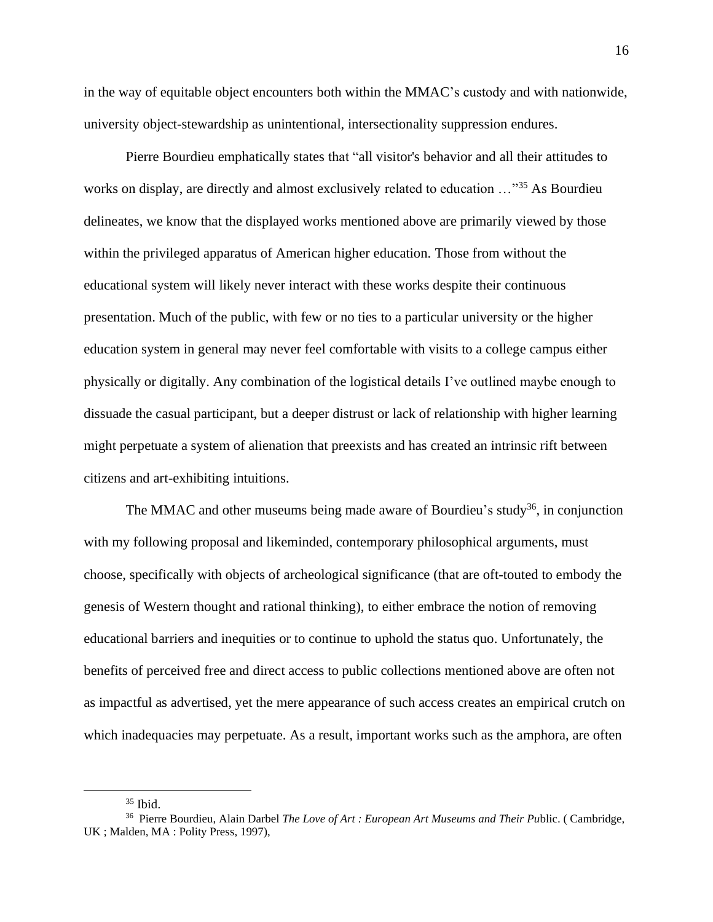in the way of equitable object encounters both within the MMAC's custody and with nationwide, university object-stewardship as unintentional, intersectionality suppression endures.

Pierre Bourdieu emphatically states that "all visitor's behavior and all their attitudes to works on display, are directly and almost exclusively related to education …"[35] As Bourdieu delineates, we know that the displayed works mentioned above are primarily viewed by those within the privileged apparatus of American higher education. Those from without the educational system will likely never interact with these works despite their continuous presentation. Much of the public, with few or no ties to a particular university or the higher education system in general may never feel comfortable with visits to a college campus either physically or digitally. Any combination of the logistical details I've outlined maybe enough to dissuade the casual participant, but a deeper distrust or lack of relationship with higher learning might perpetuate a system of alienation that preexists and has created an intrinsic rift between citizens and art-exhibiting intuitions.

The MMAC and other museums being made aware of Bourdieu's study[36], in conjunction with my following proposal and likeminded, contemporary philosophical arguments, must choose, specifically with objects of archeological significance (that are oft-touted to embody the genesis of Western thought and rational thinking), to either embrace the notion of removing educational barriers and inequities or to continue to uphold the status quo. Unfortunately, the benefits of perceived free and direct access to public collections mentioned above are often not as impactful as advertised, yet the mere appearance of such access creates an empirical crutch on which inadequacies may perpetuate. As a result, important works such as the amphora, are often

---

[35] Ibid.

[36] Pierre Bourdieu, Alain Darbel *The Love of Art : European Art Museums and Their Pu*blic. ( Cambridge, UK ; Malden, MA : Polity Press, 1997),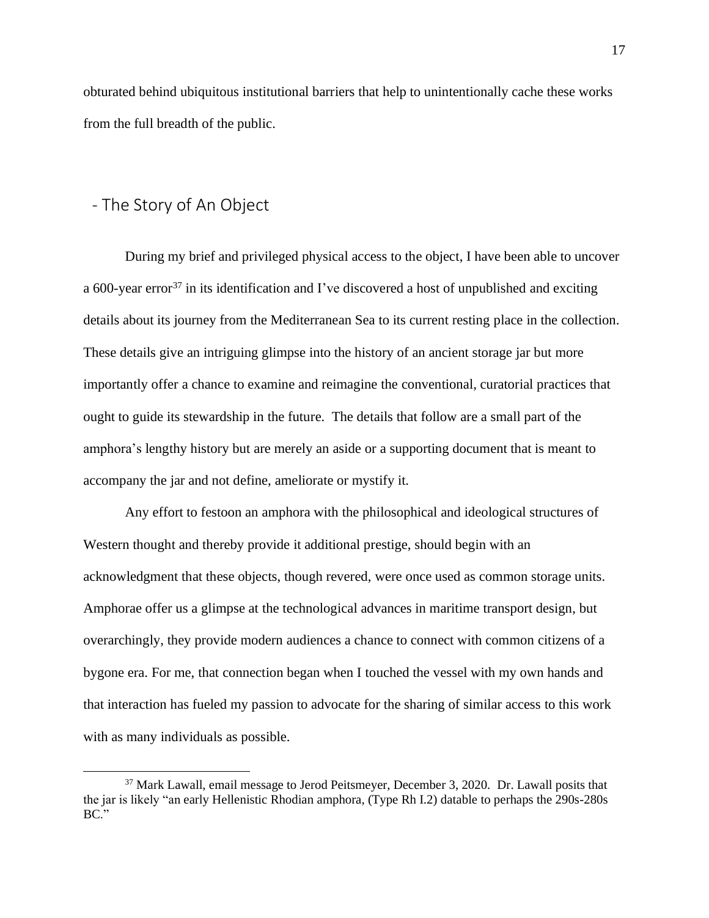obturated behind ubiquitous institutional barriers that help to unintentionally cache these works from the full breadth of the public.

## - The Story of An Object

During my brief and privileged physical access to the object, I have been able to uncover a 600-year error[37] in its identification and I've discovered a host of unpublished and exciting details about its journey from the Mediterranean Sea to its current resting place in the collection. These details give an intriguing glimpse into the history of an ancient storage jar but more importantly offer a chance to examine and reimagine the conventional, curatorial practices that ought to guide its stewardship in the future. The details that follow are a small part of the amphora's lengthy history but are merely an aside or a supporting document that is meant to accompany the jar and not define, ameliorate or mystify it.

Any effort to festoon an amphora with the philosophical and ideological structures of Western thought and thereby provide it additional prestige, should begin with an acknowledgment that these objects, though revered, were once used as common storage units. Amphorae offer us a glimpse at the technological advances in maritime transport design, but overarchingly, they provide modern audiences a chance to connect with common citizens of a bygone era. For me, that connection began when I touched the vessel with my own hands and that interaction has fueled my passion to advocate for the sharing of similar access to this work with as many individuals as possible.

---

[37] Mark Lawall, email message to Jerod Peitsmeyer, December 3, 2020. Dr. Lawall posits that the jar is likely "an early Hellenistic Rhodian amphora, (Type Rh I.2) datable to perhaps the 290s-280s BC."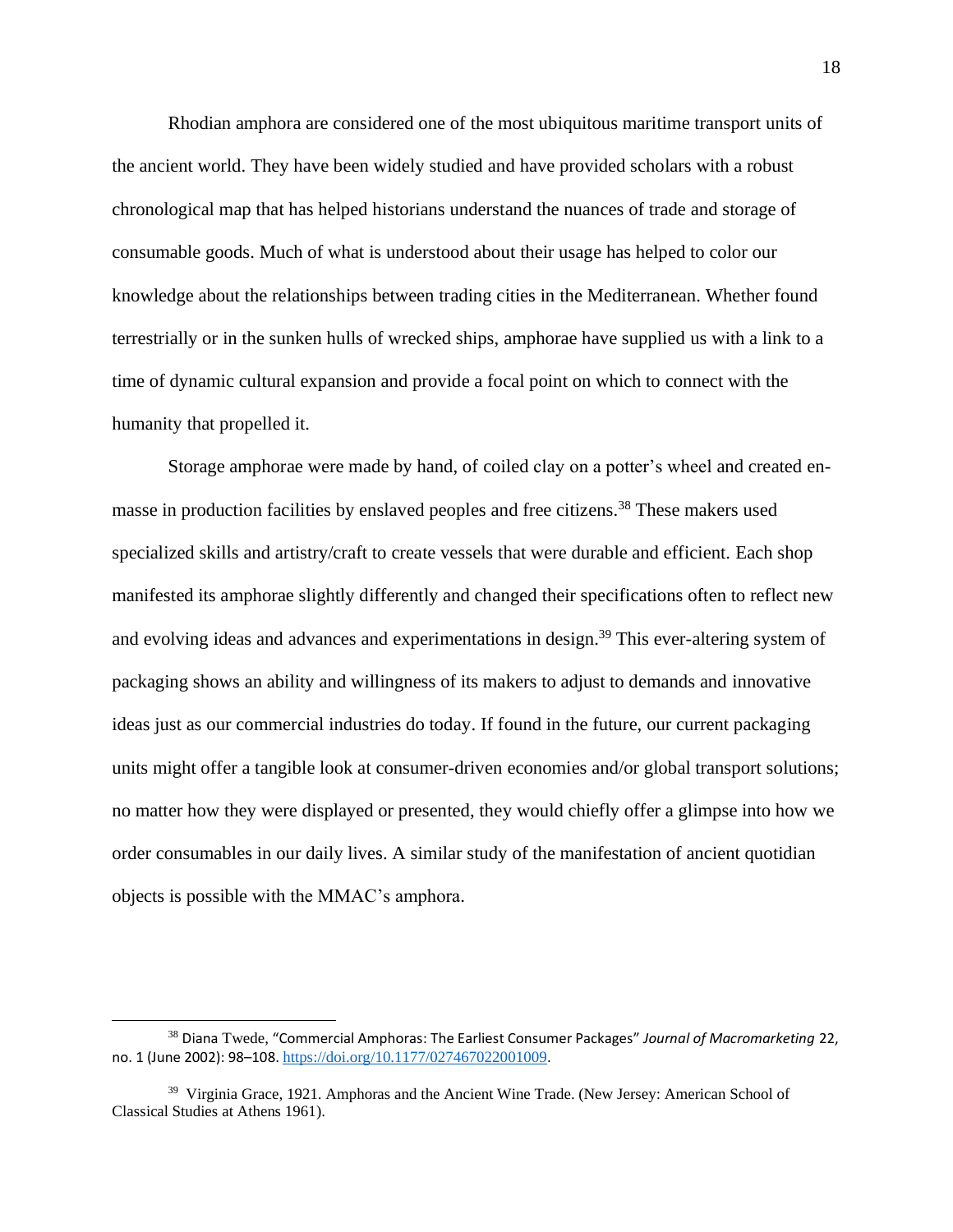Rhodian amphora are considered one of the most ubiquitous maritime transport units of the ancient world. They have been widely studied and have provided scholars with a robust chronological map that has helped historians understand the nuances of trade and storage of consumable goods. Much of what is understood about their usage has helped to color our knowledge about the relationships between trading cities in the Mediterranean. Whether found terrestrially or in the sunken hulls of wrecked ships, amphorae have supplied us with a link to a time of dynamic cultural expansion and provide a focal point on which to connect with the humanity that propelled it.

Storage amphorae were made by hand, of coiled clay on a potter's wheel and created en-masse in production facilities by enslaved peoples and free citizens.[38] These makers used specialized skills and artistry/craft to create vessels that were durable and efficient. Each shop manifested its amphorae slightly differently and changed their specifications often to reflect new and evolving ideas and advances and experimentations in design.[39] This ever-altering system of packaging shows an ability and willingness of its makers to adjust to demands and innovative ideas just as our commercial industries do today. If found in the future, our current packaging units might offer a tangible look at consumer-driven economies and/or global transport solutions; no matter how they were displayed or presented, they would chiefly offer a glimpse into how we order consumables in our daily lives. A similar study of the manifestation of ancient quotidian objects is possible with the MMAC's amphora.

---

[38] Diana Twede, "Commercial Amphoras: The Earliest Consumer Packages" *Journal of Macromarketing* 22, no. 1 (June 2002): 98–108. https://doi.org/10.1177/027467022001009.

[39] Virginia Grace, 1921. Amphoras and the Ancient Wine Trade. (New Jersey: American School of Classical Studies at Athens 1961).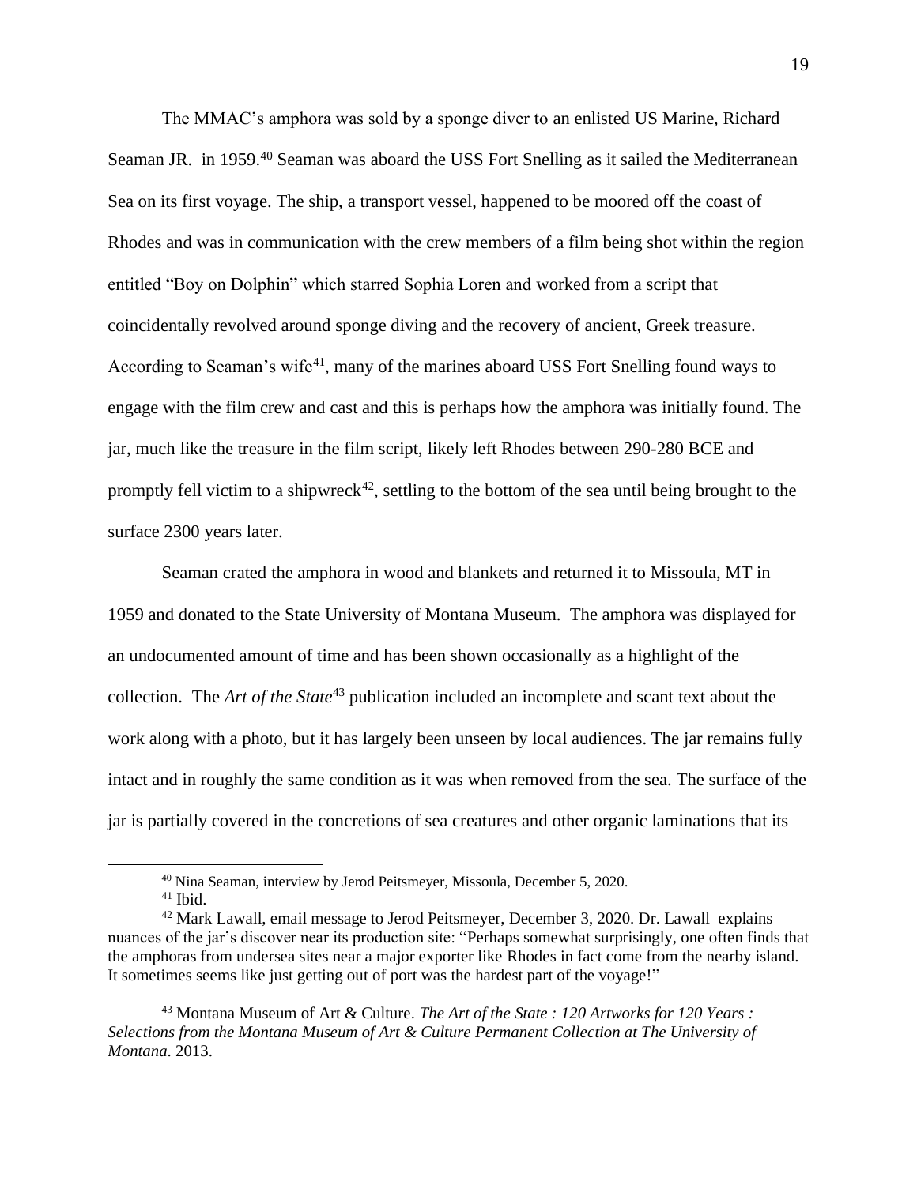The MMAC's amphora was sold by a sponge diver to an enlisted US Marine, Richard Seaman JR. in 1959.[40] Seaman was aboard the USS Fort Snelling as it sailed the Mediterranean Sea on its first voyage. The ship, a transport vessel, happened to be moored off the coast of Rhodes and was in communication with the crew members of a film being shot within the region entitled "Boy on Dolphin" which starred Sophia Loren and worked from a script that coincidentally revolved around sponge diving and the recovery of ancient, Greek treasure. According to Seaman's wife[41], many of the marines aboard USS Fort Snelling found ways to engage with the film crew and cast and this is perhaps how the amphora was initially found. The jar, much like the treasure in the film script, likely left Rhodes between 290-280 BCE and promptly fell victim to a shipwreck[42], settling to the bottom of the sea until being brought to the surface 2300 years later.

Seaman crated the amphora in wood and blankets and returned it to Missoula, MT in 1959 and donated to the State University of Montana Museum. The amphora was displayed for an undocumented amount of time and has been shown occasionally as a highlight of the collection. The *Art of the State*[43] publication included an incomplete and scant text about the work along with a photo, but it has largely been unseen by local audiences. The jar remains fully intact and in roughly the same condition as it was when removed from the sea. The surface of the jar is partially covered in the concretions of sea creatures and other organic laminations that its

---

[40] Nina Seaman, interview by Jerod Peitsmeyer, Missoula, December 5, 2020.

[41] Ibid.

[42] Mark Lawall, email message to Jerod Peitsmeyer, December 3, 2020. Dr. Lawall explains nuances of the jar's discover near its production site: "Perhaps somewhat surprisingly, one often finds that the amphoras from undersea sites near a major exporter like Rhodes in fact come from the nearby island. It sometimes seems like just getting out of port was the hardest part of the voyage!"

[43] Montana Museum of Art & Culture. *The Art of the State : 120 Artworks for 120 Years : Selections from the Montana Museum of Art & Culture Permanent Collection at The University of Montana*. 2013.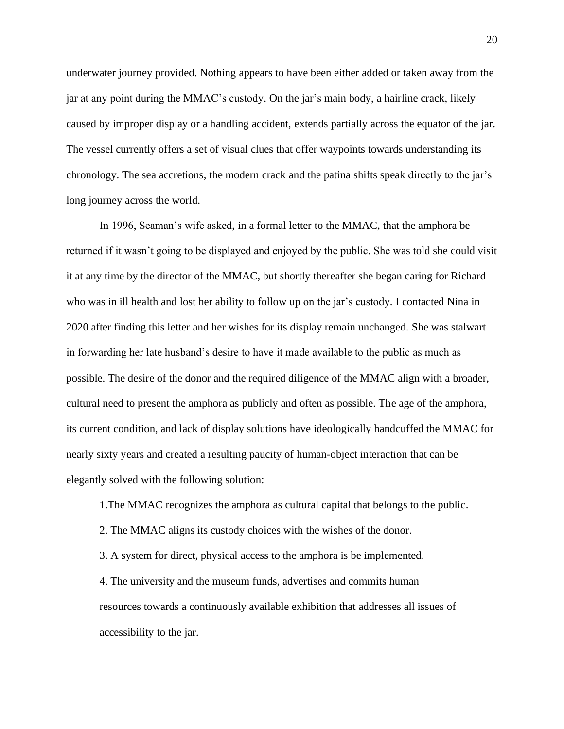underwater journey provided. Nothing appears to have been either added or taken away from the jar at any point during the MMAC's custody. On the jar's main body, a hairline crack, likely caused by improper display or a handling accident, extends partially across the equator of the jar. The vessel currently offers a set of visual clues that offer waypoints towards understanding its chronology. The sea accretions, the modern crack and the patina shifts speak directly to the jar's long journey across the world.

In 1996, Seaman's wife asked, in a formal letter to the MMAC, that the amphora be returned if it wasn't going to be displayed and enjoyed by the public. She was told she could visit it at any time by the director of the MMAC, but shortly thereafter she began caring for Richard who was in ill health and lost her ability to follow up on the jar's custody. I contacted Nina in 2020 after finding this letter and her wishes for its display remain unchanged. She was stalwart in forwarding her late husband's desire to have it made available to the public as much as possible. The desire of the donor and the required diligence of the MMAC align with a broader, cultural need to present the amphora as publicly and often as possible. The age of the amphora, its current condition, and lack of display solutions have ideologically handcuffed the MMAC for nearly sixty years and created a resulting paucity of human-object interaction that can be elegantly solved with the following solution:

1.The MMAC recognizes the amphora as cultural capital that belongs to the public.

2. The MMAC aligns its custody choices with the wishes of the donor.

3. A system for direct, physical access to the amphora is be implemented.

4. The university and the museum funds, advertises and commits human resources towards a continuously available exhibition that addresses all issues of accessibility to the jar.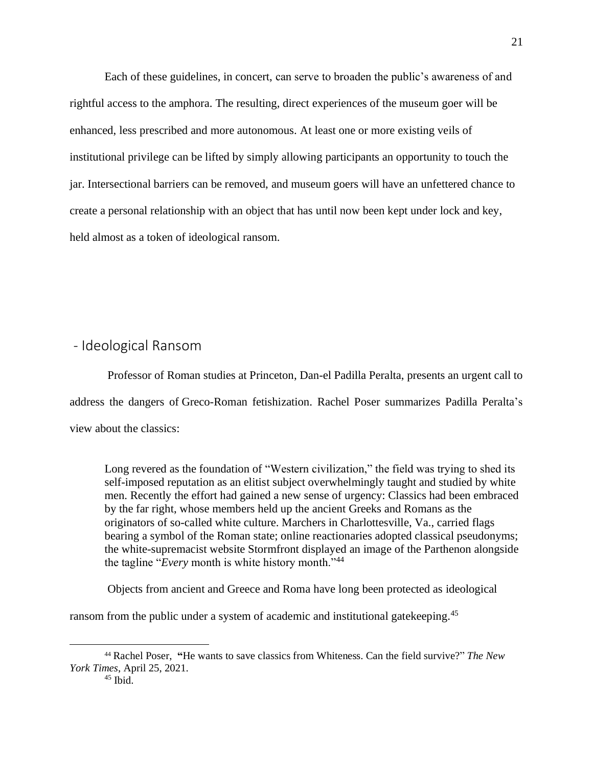Each of these guidelines, in concert, can serve to broaden the public's awareness of and rightful access to the amphora. The resulting, direct experiences of the museum goer will be enhanced, less prescribed and more autonomous. At least one or more existing veils of institutional privilege can be lifted by simply allowing participants an opportunity to touch the jar. Intersectional barriers can be removed, and museum goers will have an unfettered chance to create a personal relationship with an object that has until now been kept under lock and key, held almost as a token of ideological ransom.

## - Ideological Ransom

Professor of Roman studies at Princeton, Dan-el Padilla Peralta, presents an urgent call to address the dangers of Greco-Roman fetishization. Rachel Poser summarizes Padilla Peralta's view about the classics:

> Long revered as the foundation of "Western civilization," the field was trying to shed its self-imposed reputation as an elitist subject overwhelmingly taught and studied by white men. Recently the effort had gained a new sense of urgency: Classics had been embraced by the far right, whose members held up the ancient Greeks and Romans as the originators of so-called white culture. Marchers in Charlottesville, Va., carried flags bearing a symbol of the Roman state; online reactionaries adopted classical pseudonyms; the white-supremacist website Stormfront displayed an image of the Parthenon alongside the tagline "*Every* month is white history month."[44]

Objects from ancient and Greece and Roma have long been protected as ideological ransom from the public under a system of academic and institutional gatekeeping.[45]

---

[44] Rachel Poser, **"**He wants to save classics from Whiteness. Can the field survive?" *The New York Times*, April 25, 2021.

[45] Ibid.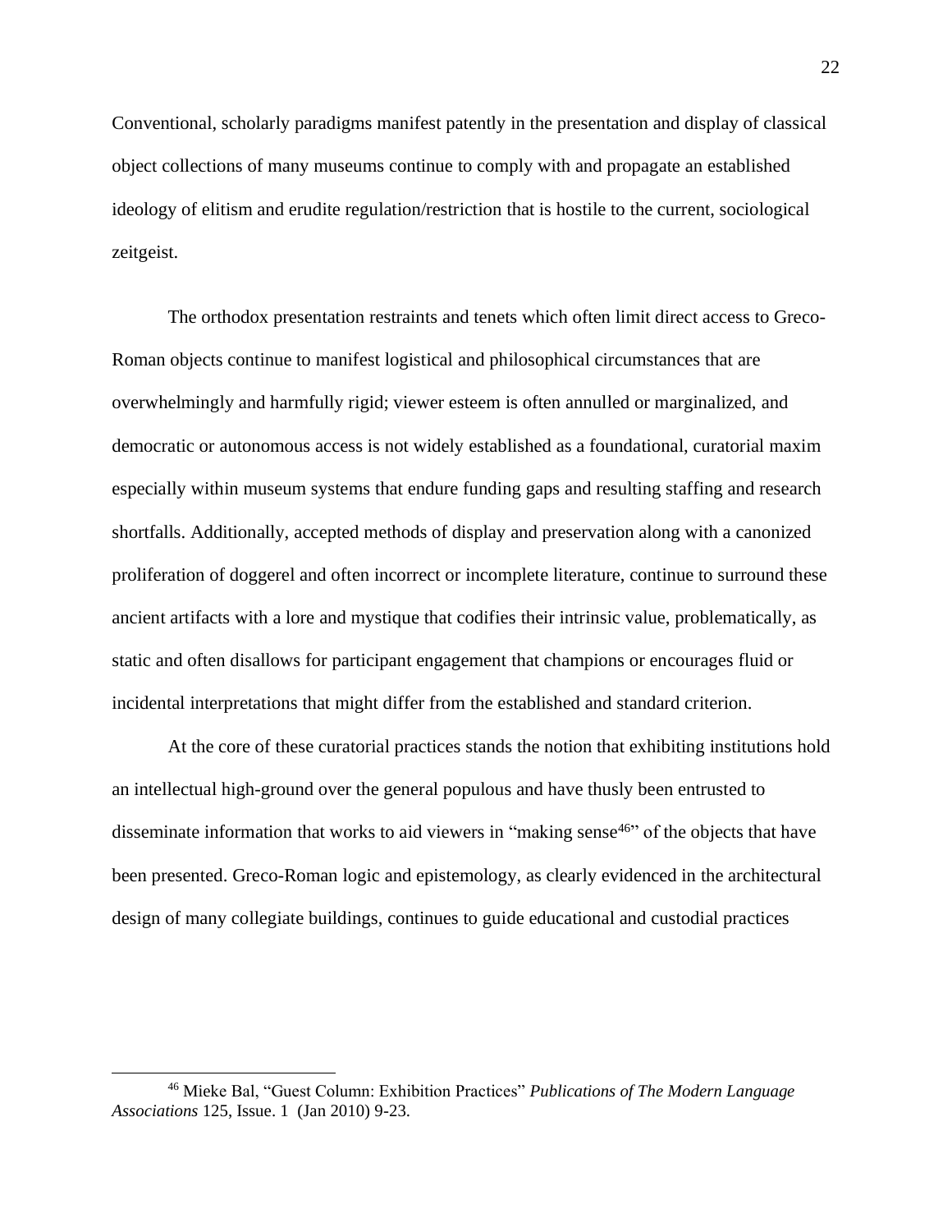Conventional, scholarly paradigms manifest patently in the presentation and display of classical object collections of many museums continue to comply with and propagate an established ideology of elitism and erudite regulation/restriction that is hostile to the current, sociological zeitgeist.

The orthodox presentation restraints and tenets which often limit direct access to Greco-Roman objects continue to manifest logistical and philosophical circumstances that are overwhelmingly and harmfully rigid; viewer esteem is often annulled or marginalized, and democratic or autonomous access is not widely established as a foundational, curatorial maxim especially within museum systems that endure funding gaps and resulting staffing and research shortfalls. Additionally, accepted methods of display and preservation along with a canonized proliferation of doggerel and often incorrect or incomplete literature, continue to surround these ancient artifacts with a lore and mystique that codifies their intrinsic value, problematically, as static and often disallows for participant engagement that champions or encourages fluid or incidental interpretations that might differ from the established and standard criterion.

At the core of these curatorial practices stands the notion that exhibiting institutions hold an intellectual high-ground over the general populous and have thusly been entrusted to disseminate information that works to aid viewers in "making sense[46]" of the objects that have been presented. Greco-Roman logic and epistemology, as clearly evidenced in the architectural design of many collegiate buildings, continues to guide educational and custodial practices

[46] Mieke Bal, "Guest Column: Exhibition Practices" *Publications of The Modern Language Associations* 125, Issue. 1 (Jan 2010) 9-23.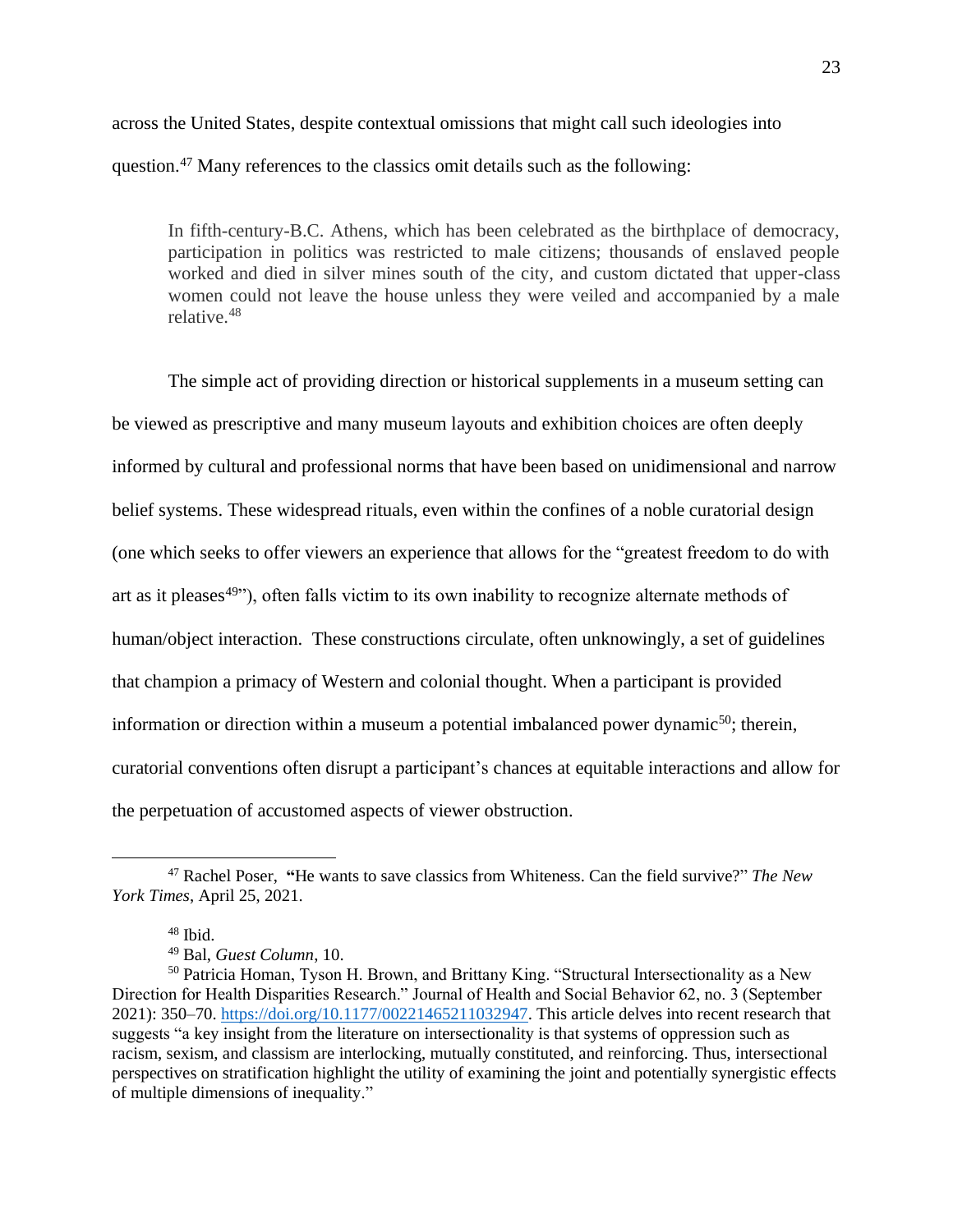across the United States, despite contextual omissions that might call such ideologies into question.[47] Many references to the classics omit details such as the following:

> In fifth-century-B.C. Athens, which has been celebrated as the birthplace of democracy, participation in politics was restricted to male citizens; thousands of enslaved people worked and died in silver mines south of the city, and custom dictated that upper-class women could not leave the house unless they were veiled and accompanied by a male relative.[48]

The simple act of providing direction or historical supplements in a museum setting can be viewed as prescriptive and many museum layouts and exhibition choices are often deeply informed by cultural and professional norms that have been based on unidimensional and narrow belief systems. These widespread rituals, even within the confines of a noble curatorial design (one which seeks to offer viewers an experience that allows for the "greatest freedom to do with art as it pleases[49]"), often falls victim to its own inability to recognize alternate methods of human/object interaction. These constructions circulate, often unknowingly, a set of guidelines that champion a primacy of Western and colonial thought. When a participant is provided information or direction within a museum a potential imbalanced power dynamic[50]; therein, curatorial conventions often disrupt a participant's chances at equitable interactions and allow for the perpetuation of accustomed aspects of viewer obstruction.

---

[47] Rachel Poser, **"**He wants to save classics from Whiteness. Can the field survive?" *The New York Times*, April 25, 2021.

[48] Ibid.

[49] Bal, *Guest Column*, 10.

[50] Patricia Homan, Tyson H. Brown, and Brittany King. "Structural Intersectionality as a New Direction for Health Disparities Research." Journal of Health and Social Behavior 62, no. 3 (September 2021): 350–70. https://doi.org/10.1177/00221465211032947. This article delves into recent research that suggests "a key insight from the literature on intersectionality is that systems of oppression such as racism, sexism, and classism are interlocking, mutually constituted, and reinforcing. Thus, intersectional perspectives on stratification highlight the utility of examining the joint and potentially synergistic effects of multiple dimensions of inequality."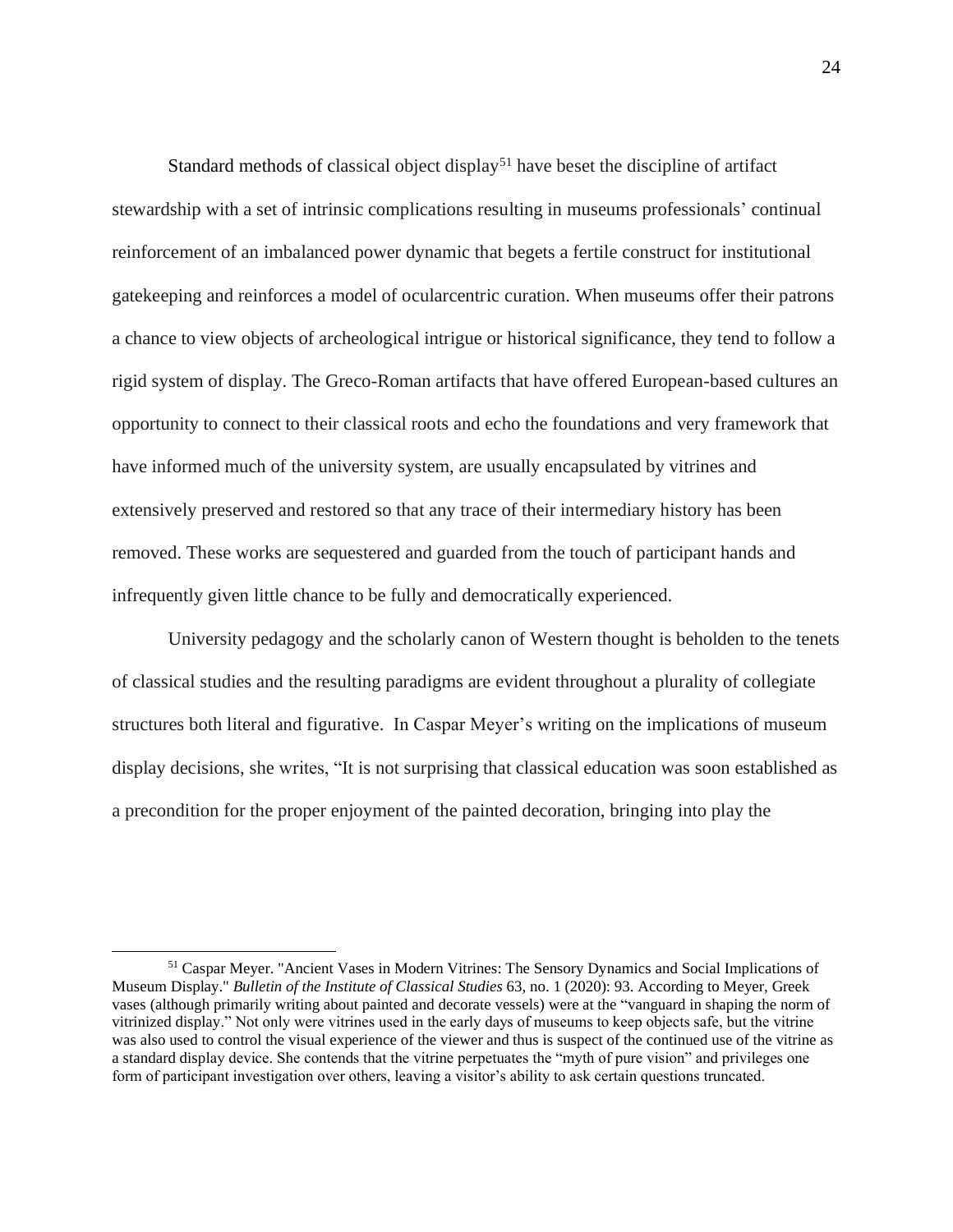Standard methods of classical object display[51] have beset the discipline of artifact stewardship with a set of intrinsic complications resulting in museums professionals' continual reinforcement of an imbalanced power dynamic that begets a fertile construct for institutional gatekeeping and reinforces a model of ocularcentric curation. When museums offer their patrons a chance to view objects of archeological intrigue or historical significance, they tend to follow a rigid system of display. The Greco-Roman artifacts that have offered European-based cultures an opportunity to connect to their classical roots and echo the foundations and very framework that have informed much of the university system, are usually encapsulated by vitrines and extensively preserved and restored so that any trace of their intermediary history has been removed. These works are sequestered and guarded from the touch of participant hands and infrequently given little chance to be fully and democratically experienced.

University pedagogy and the scholarly canon of Western thought is beholden to the tenets of classical studies and the resulting paradigms are evident throughout a plurality of collegiate structures both literal and figurative. In Caspar Meyer's writing on the implications of museum display decisions, she writes, "It is not surprising that classical education was soon established as a precondition for the proper enjoyment of the painted decoration, bringing into play the

---

[51] Caspar Meyer. "Ancient Vases in Modern Vitrines: The Sensory Dynamics and Social Implications of Museum Display." *Bulletin of the Institute of Classical Studies* 63, no. 1 (2020): 93. According to Meyer, Greek vases (although primarily writing about painted and decorate vessels) were at the "vanguard in shaping the norm of vitrinized display." Not only were vitrines used in the early days of museums to keep objects safe, but the vitrine was also used to control the visual experience of the viewer and thus is suspect of the continued use of the vitrine as a standard display device. She contends that the vitrine perpetuates the "myth of pure vision" and privileges one form of participant investigation over others, leaving a visitor's ability to ask certain questions truncated.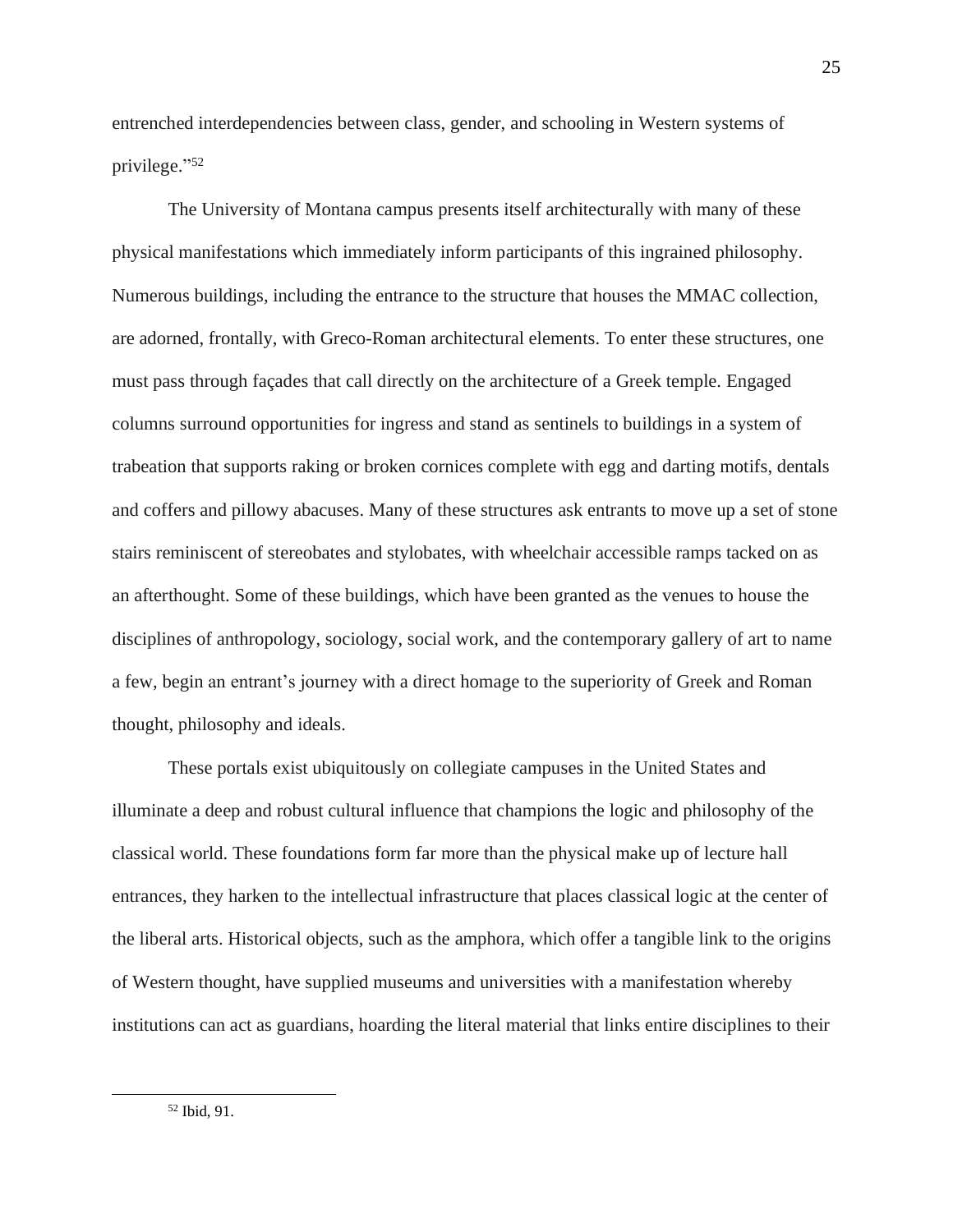entrenched interdependencies between class, gender, and schooling in Western systems of privilege."[52]

The University of Montana campus presents itself architecturally with many of these physical manifestations which immediately inform participants of this ingrained philosophy. Numerous buildings, including the entrance to the structure that houses the MMAC collection, are adorned, frontally, with Greco-Roman architectural elements. To enter these structures, one must pass through façades that call directly on the architecture of a Greek temple. Engaged columns surround opportunities for ingress and stand as sentinels to buildings in a system of trabeation that supports raking or broken cornices complete with egg and darting motifs, dentals and coffers and pillowy abacuses. Many of these structures ask entrants to move up a set of stone stairs reminiscent of stereobates and stylobates, with wheelchair accessible ramps tacked on as an afterthought. Some of these buildings, which have been granted as the venues to house the disciplines of anthropology, sociology, social work, and the contemporary gallery of art to name a few, begin an entrant's journey with a direct homage to the superiority of Greek and Roman thought, philosophy and ideals.

These portals exist ubiquitously on collegiate campuses in the United States and illuminate a deep and robust cultural influence that champions the logic and philosophy of the classical world. These foundations form far more than the physical make up of lecture hall entrances, they harken to the intellectual infrastructure that places classical logic at the center of the liberal arts. Historical objects, such as the amphora, which offer a tangible link to the origins of Western thought, have supplied museums and universities with a manifestation whereby institutions can act as guardians, hoarding the literal material that links entire disciplines to their

[52] Ibid, 91.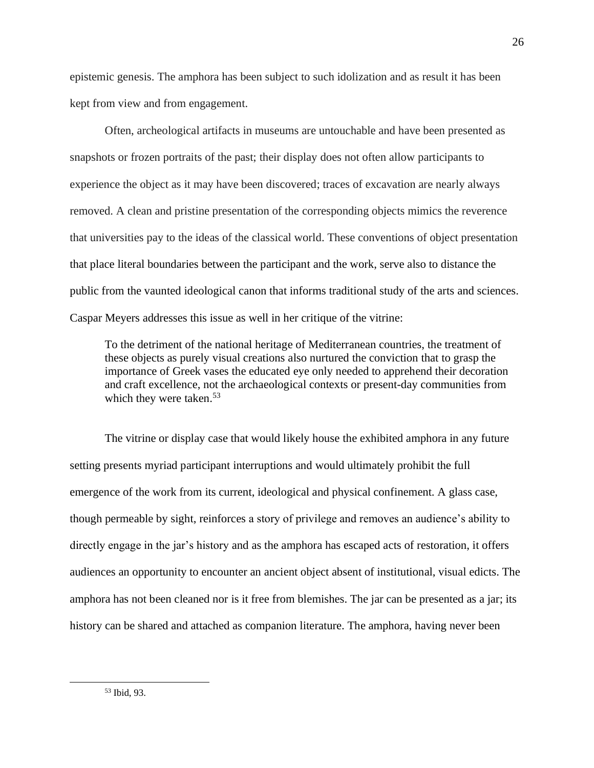epistemic genesis. The amphora has been subject to such idolization and as result it has been kept from view and from engagement.

Often, archeological artifacts in museums are untouchable and have been presented as snapshots or frozen portraits of the past; their display does not often allow participants to experience the object as it may have been discovered; traces of excavation are nearly always removed. A clean and pristine presentation of the corresponding objects mimics the reverence that universities pay to the ideas of the classical world. These conventions of object presentation that place literal boundaries between the participant and the work, serve also to distance the public from the vaunted ideological canon that informs traditional study of the arts and sciences. Caspar Meyers addresses this issue as well in her critique of the vitrine:

> To the detriment of the national heritage of Mediterranean countries, the treatment of these objects as purely visual creations also nurtured the conviction that to grasp the importance of Greek vases the educated eye only needed to apprehend their decoration and craft excellence, not the archaeological contexts or present-day communities from which they were taken.[53]

The vitrine or display case that would likely house the exhibited amphora in any future setting presents myriad participant interruptions and would ultimately prohibit the full emergence of the work from its current, ideological and physical confinement. A glass case, though permeable by sight, reinforces a story of privilege and removes an audience's ability to directly engage in the jar's history and as the amphora has escaped acts of restoration, it offers audiences an opportunity to encounter an ancient object absent of institutional, visual edicts. The amphora has not been cleaned nor is it free from blemishes. The jar can be presented as a jar; its history can be shared and attached as companion literature. The amphora, having never been

[53] Ibid, 93.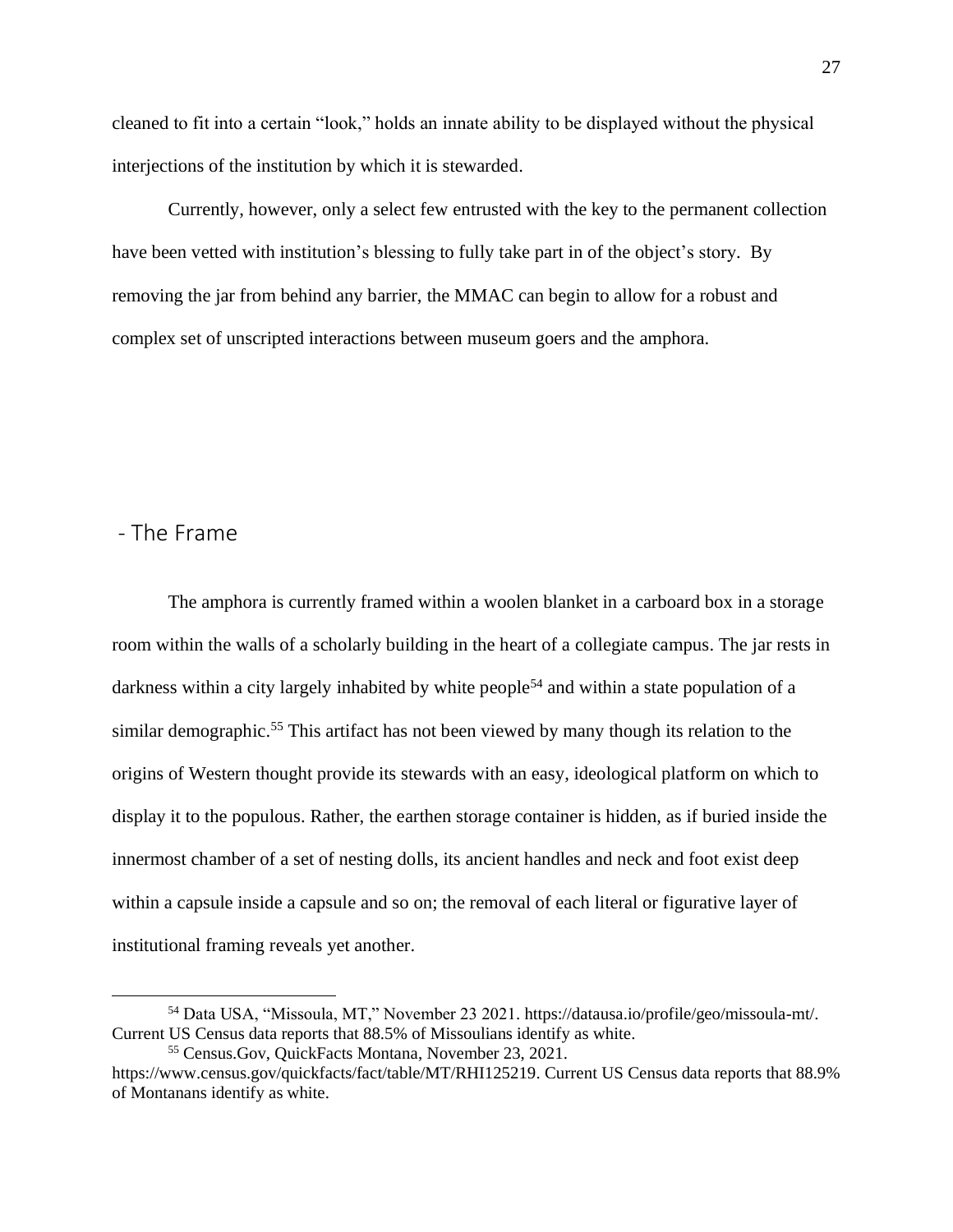cleaned to fit into a certain "look," holds an innate ability to be displayed without the physical interjections of the institution by which it is stewarded.

Currently, however, only a select few entrusted with the key to the permanent collection have been vetted with institution's blessing to fully take part in of the object's story. By removing the jar from behind any barrier, the MMAC can begin to allow for a robust and complex set of unscripted interactions between museum goers and the amphora.

## - The Frame

The amphora is currently framed within a woolen blanket in a carboard box in a storage room within the walls of a scholarly building in the heart of a collegiate campus. The jar rests in darkness within a city largely inhabited by white people[54] and within a state population of a similar demographic.[55] This artifact has not been viewed by many though its relation to the origins of Western thought provide its stewards with an easy, ideological platform on which to display it to the populous. Rather, the earthen storage container is hidden, as if buried inside the innermost chamber of a set of nesting dolls, its ancient handles and neck and foot exist deep within a capsule inside a capsule and so on; the removal of each literal or figurative layer of institutional framing reveals yet another.

[54] Data USA, "Missoula, MT," November 23 2021. https://datausa.io/profile/geo/missoula-mt/. Current US Census data reports that 88.5% of Missoulians identify as white.

[55] Census.Gov, QuickFacts Montana, November 23, 2021. https://www.census.gov/quickfacts/fact/table/MT/RHI125219. Current US Census data reports that 88.9% of Montanans identify as white.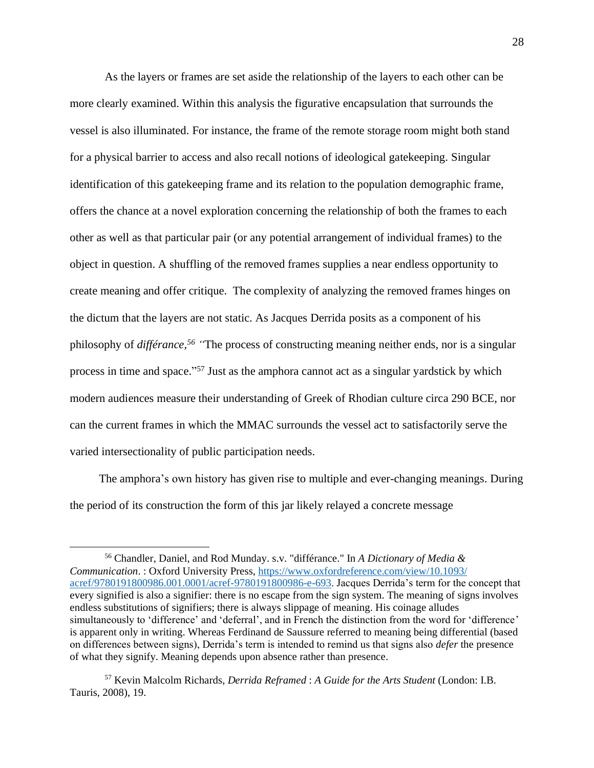As the layers or frames are set aside the relationship of the layers to each other can be more clearly examined. Within this analysis the figurative encapsulation that surrounds the vessel is also illuminated. For instance, the frame of the remote storage room might both stand for a physical barrier to access and also recall notions of ideological gatekeeping. Singular identification of this gatekeeping frame and its relation to the population demographic frame, offers the chance at a novel exploration concerning the relationship of both the frames to each other as well as that particular pair (or any potential arrangement of individual frames) to the object in question. A shuffling of the removed frames supplies a near endless opportunity to create meaning and offer critique. The complexity of analyzing the removed frames hinges on the dictum that the layers are not static. As Jacques Derrida posits as a component of his philosophy of *différance*,[56] "The process of constructing meaning neither ends, nor is a singular process in time and space."[57] Just as the amphora cannot act as a singular yardstick by which modern audiences measure their understanding of Greek of Rhodian culture circa 290 BCE, nor can the current frames in which the MMAC surrounds the vessel act to satisfactorily serve the varied intersectionality of public participation needs.

The amphora's own history has given rise to multiple and ever-changing meanings. During the period of its construction the form of this jar likely relayed a concrete message

---

[56] Chandler, Daniel, and Rod Munday. s.v. "différance." In *A Dictionary of Media & Communication*. : Oxford University Press, https://www.oxfordreference.com/view/10.1093/acref/9780191800986.001.0001/acref-9780191800986-e-693. Jacques Derrida's term for the concept that every signified is also a signifier: there is no escape from the sign system. The meaning of signs involves endless substitutions of signifiers; there is always slippage of meaning. His coinage alludes simultaneously to 'difference' and 'deferral', and in French the distinction from the word for 'difference' is apparent only in writing. Whereas Ferdinand de Saussure referred to meaning being differential (based on differences between signs), Derrida's term is intended to remind us that signs also *defer* the presence of what they signify. Meaning depends upon absence rather than presence.

[57] Kevin Malcolm Richards, *Derrida Reframed* : *A Guide for the Arts Student* (London: I.B. Tauris, 2008), 19.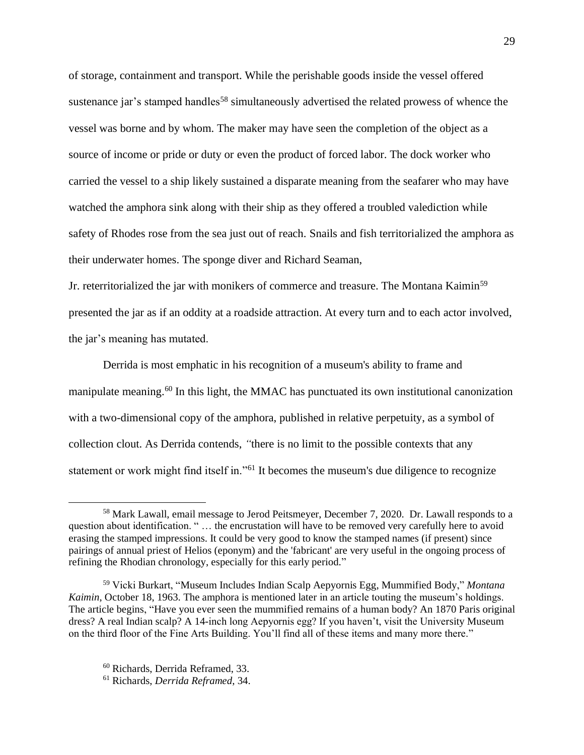of storage, containment and transport. While the perishable goods inside the vessel offered sustenance jar's stamped handles[58] simultaneously advertised the related prowess of whence the vessel was borne and by whom. The maker may have seen the completion of the object as a source of income or pride or duty or even the product of forced labor. The dock worker who carried the vessel to a ship likely sustained a disparate meaning from the seafarer who may have watched the amphora sink along with their ship as they offered a troubled valediction while safety of Rhodes rose from the sea just out of reach. Snails and fish territorialized the amphora as their underwater homes. The sponge diver and Richard Seaman, Jr. reterritorialized the jar with monikers of commerce and treasure. The Montana Kaimin[59] presented the jar as if an oddity at a roadside attraction. At every turn and to each actor involved, the jar's meaning has mutated.

Derrida is most emphatic in his recognition of a museum's ability to frame and manipulate meaning.[60] In this light, the MMAC has punctuated its own institutional canonization with a two-dimensional copy of the amphora, published in relative perpetuity, as a symbol of collection clout. As Derrida contends, *"*there is no limit to the possible contexts that any statement or work might find itself in."[61] It becomes the museum's due diligence to recognize

---

[58] Mark Lawall, email message to Jerod Peitsmeyer, December 7, 2020. Dr. Lawall responds to a question about identification. " … the encrustation will have to be removed very carefully here to avoid erasing the stamped impressions. It could be very good to know the stamped names (if present) since pairings of annual priest of Helios (eponym) and the 'fabricant' are very useful in the ongoing process of refining the Rhodian chronology, especially for this early period."

[59] Vicki Burkart, "Museum Includes Indian Scalp Aepyornis Egg, Mummified Body," *Montana Kaimin*, October 18, 1963. The amphora is mentioned later in an article touting the museum's holdings. The article begins, "Have you ever seen the mummified remains of a human body? An 1870 Paris original dress? A real Indian scalp? A 14-inch long Aepyornis egg? If you haven't, visit the University Museum on the third floor of the Fine Arts Building. You'll find all of these items and many more there."

[60] Richards, Derrida Reframed, 33.

[61] Richards, *Derrida Reframed*, 34.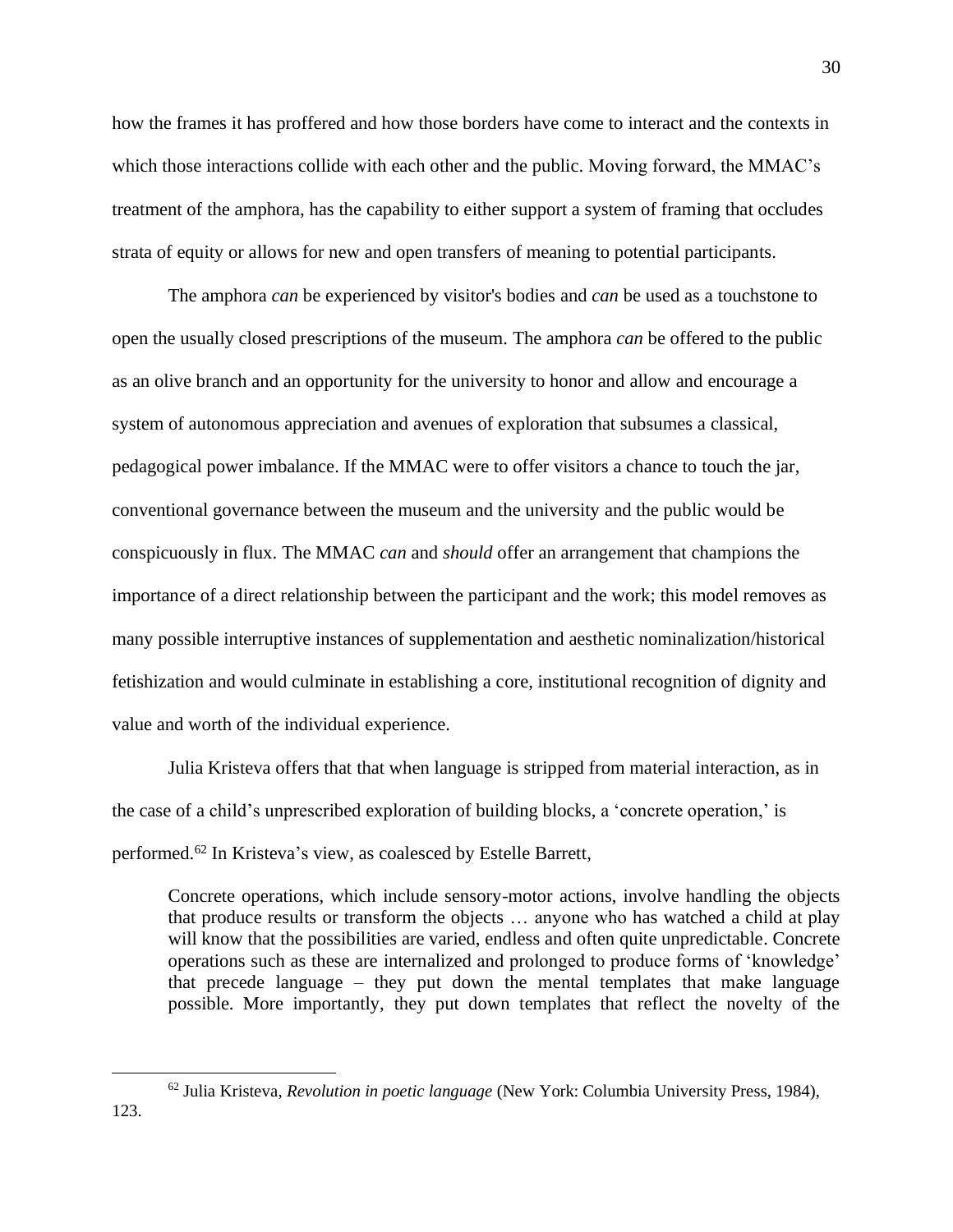how the frames it has proffered and how those borders have come to interact and the contexts in which those interactions collide with each other and the public. Moving forward, the MMAC's treatment of the amphora, has the capability to either support a system of framing that occludes strata of equity or allows for new and open transfers of meaning to potential participants.

The amphora *can* be experienced by visitor's bodies and *can* be used as a touchstone to open the usually closed prescriptions of the museum. The amphora *can* be offered to the public as an olive branch and an opportunity for the university to honor and allow and encourage a system of autonomous appreciation and avenues of exploration that subsumes a classical, pedagogical power imbalance. If the MMAC were to offer visitors a chance to touch the jar, conventional governance between the museum and the university and the public would be conspicuously in flux. The MMAC *can* and *should* offer an arrangement that champions the importance of a direct relationship between the participant and the work; this model removes as many possible interruptive instances of supplementation and aesthetic nominalization/historical fetishization and would culminate in establishing a core, institutional recognition of dignity and value and worth of the individual experience.

Julia Kristeva offers that that when language is stripped from material interaction, as in the case of a child's unprescribed exploration of building blocks, a 'concrete operation,' is performed.[62] In Kristeva's view, as coalesced by Estelle Barrett,

> Concrete operations, which include sensory-motor actions, involve handling the objects that produce results or transform the objects … anyone who has watched a child at play will know that the possibilities are varied, endless and often quite unpredictable. Concrete operations such as these are internalized and prolonged to produce forms of 'knowledge' that precede language – they put down the mental templates that make language possible. More importantly, they put down templates that reflect the novelty of the

---

[62] Julia Kristeva, *Revolution in poetic language* (New York: Columbia University Press, 1984), 123.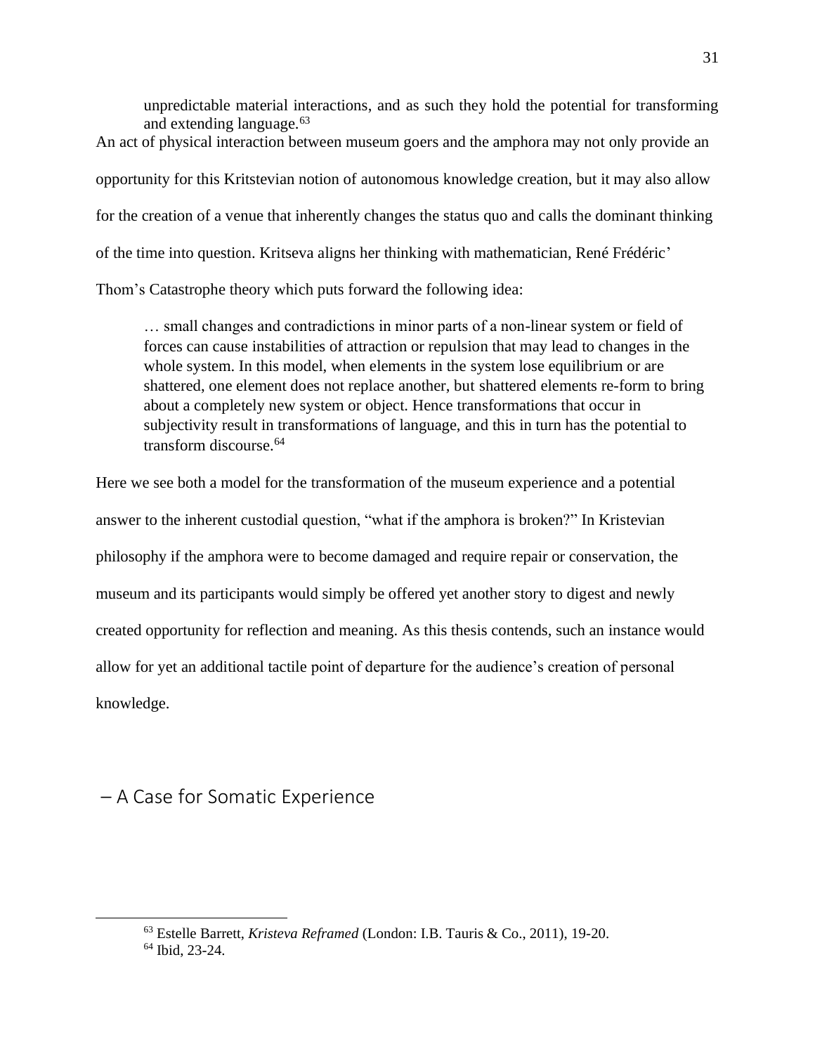> unpredictable material interactions, and as such they hold the potential for transforming and extending language.[63]

An act of physical interaction between museum goers and the amphora may not only provide an opportunity for this Kritstevian notion of autonomous knowledge creation, but it may also allow for the creation of a venue that inherently changes the status quo and calls the dominant thinking of the time into question. Kritseva aligns her thinking with mathematician, René Frédéric' Thom's Catastrophe theory which puts forward the following idea:

> … small changes and contradictions in minor parts of a non-linear system or field of forces can cause instabilities of attraction or repulsion that may lead to changes in the whole system. In this model, when elements in the system lose equilibrium or are shattered, one element does not replace another, but shattered elements re-form to bring about a completely new system or object. Hence transformations that occur in subjectivity result in transformations of language, and this in turn has the potential to transform discourse.[64]

Here we see both a model for the transformation of the museum experience and a potential answer to the inherent custodial question, "what if the amphora is broken?" In Kristevian philosophy if the amphora were to become damaged and require repair or conservation, the museum and its participants would simply be offered yet another story to digest and newly created opportunity for reflection and meaning. As this thesis contends, such an instance would allow for yet an additional tactile point of departure for the audience's creation of personal knowledge.

## – A Case for Somatic Experience

[63] Estelle Barrett, *Kristeva Reframed* (London: I.B. Tauris & Co., 2011), 19-20.
[64] Ibid, 23-24.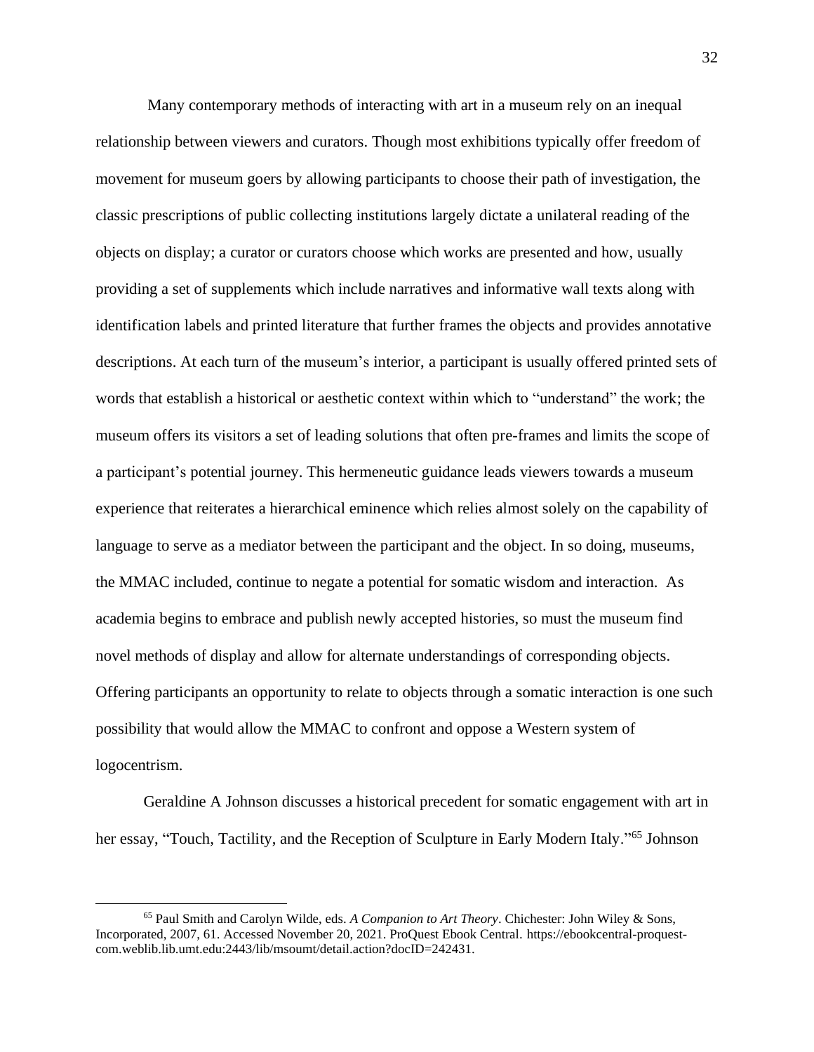Many contemporary methods of interacting with art in a museum rely on an inequal relationship between viewers and curators. Though most exhibitions typically offer freedom of movement for museum goers by allowing participants to choose their path of investigation, the classic prescriptions of public collecting institutions largely dictate a unilateral reading of the objects on display; a curator or curators choose which works are presented and how, usually providing a set of supplements which include narratives and informative wall texts along with identification labels and printed literature that further frames the objects and provides annotative descriptions. At each turn of the museum's interior, a participant is usually offered printed sets of words that establish a historical or aesthetic context within which to "understand" the work; the museum offers its visitors a set of leading solutions that often pre-frames and limits the scope of a participant's potential journey. This hermeneutic guidance leads viewers towards a museum experience that reiterates a hierarchical eminence which relies almost solely on the capability of language to serve as a mediator between the participant and the object. In so doing, museums, the MMAC included, continue to negate a potential for somatic wisdom and interaction. As academia begins to embrace and publish newly accepted histories, so must the museum find novel methods of display and allow for alternate understandings of corresponding objects. Offering participants an opportunity to relate to objects through a somatic interaction is one such possibility that would allow the MMAC to confront and oppose a Western system of logocentrism.

Geraldine A Johnson discusses a historical precedent for somatic engagement with art in her essay, "Touch, Tactility, and the Reception of Sculpture in Early Modern Italy."[65] Johnson

---

[65] Paul Smith and Carolyn Wilde, eds. *A Companion to Art Theory*. Chichester: John Wiley & Sons, Incorporated, 2007, 61. Accessed November 20, 2021. ProQuest Ebook Central. https://ebookcentral-proquest-com.weblib.lib.umt.edu:2443/lib/msoumt/detail.action?docID=242431.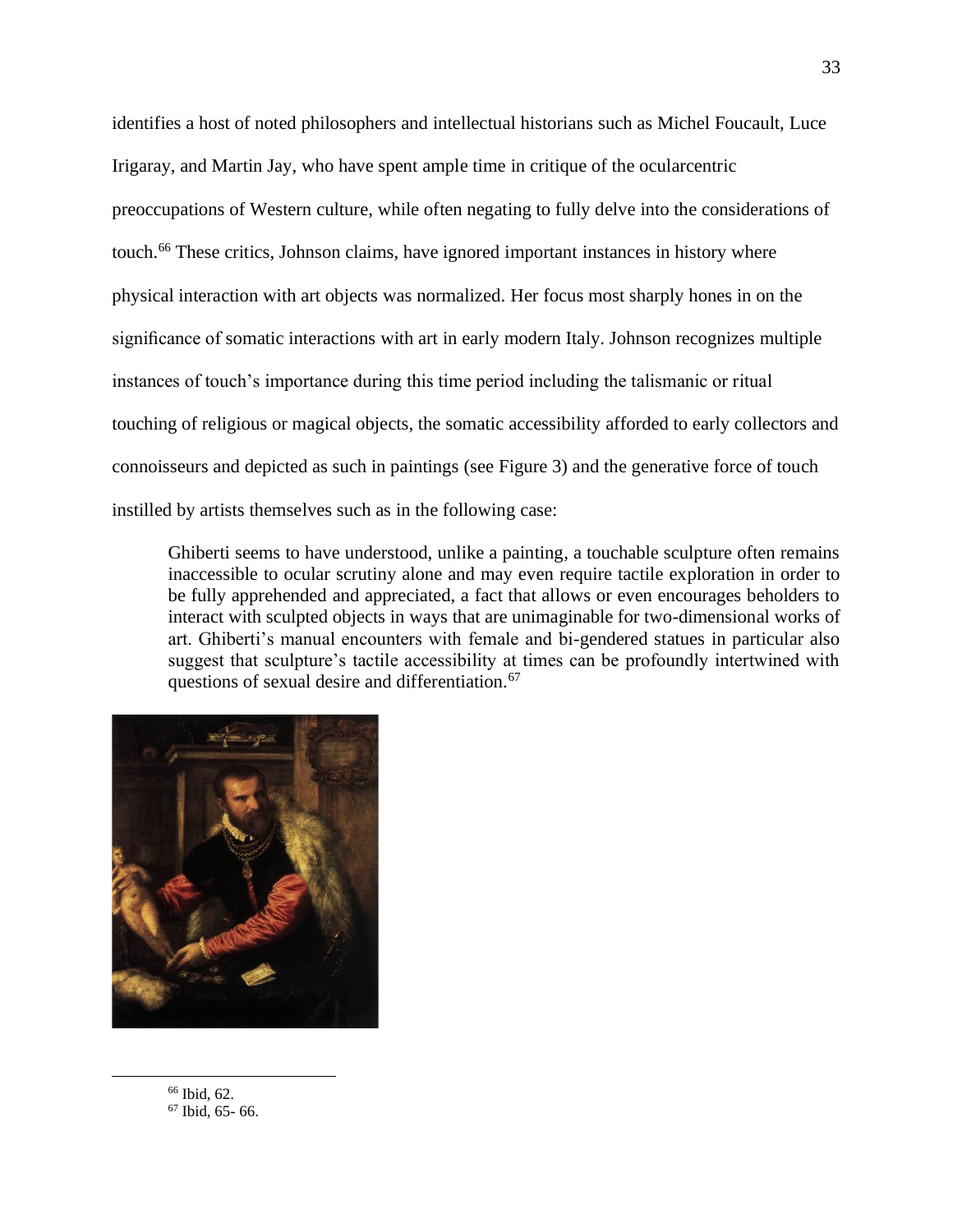identifies a host of noted philosophers and intellectual historians such as Michel Foucault, Luce Irigaray, and Martin Jay, who have spent ample time in critique of the ocularcentric preoccupations of Western culture, while often negating to fully delve into the considerations of touch.[66] These critics, Johnson claims, have ignored important instances in history where physical interaction with art objects was normalized. Her focus most sharply hones in on the significance of somatic interactions with art in early modern Italy. Johnson recognizes multiple instances of touch's importance during this time period including the talismanic or ritual touching of religious or magical objects, the somatic accessibility afforded to early collectors and connoisseurs and depicted as such in paintings (see Figure 3) and the generative force of touch instilled by artists themselves such as in the following case:

> Ghiberti seems to have understood, unlike a painting, a touchable sculpture often remains inaccessible to ocular scrutiny alone and may even require tactile exploration in order to be fully apprehended and appreciated, a fact that allows or even encourages beholders to interact with sculpted objects in ways that are unimaginable for two-dimensional works of art. Ghiberti's manual encounters with female and bi-gendered statues in particular also suggest that sculpture's tactile accessibility at times can be profoundly intertwined with questions of sexual desire and differentiation.[67]

---

[66] Ibid, 62.

[67] Ibid, 65- 66.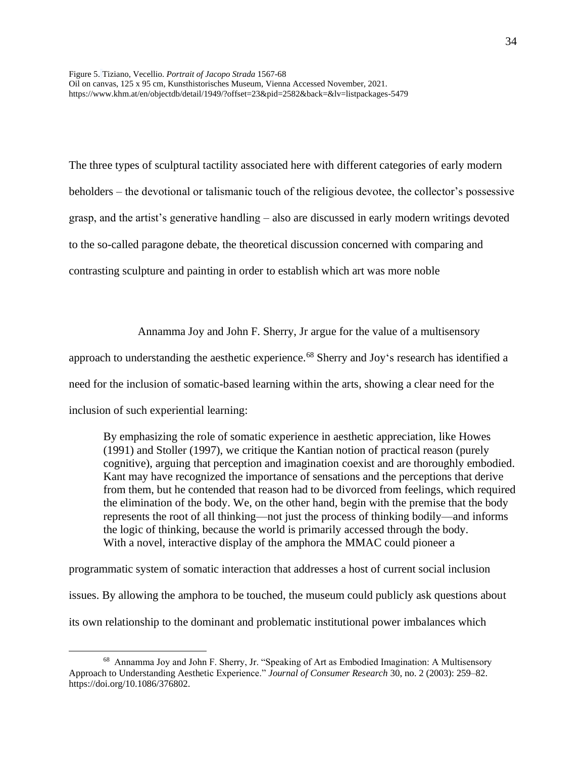Figure 5. Tiziano, Vecellio. *Portrait of Jacopo Strada* 1567-68
Oil on canvas, 125 x 95 cm, Kunsthistorisches Museum, Vienna Accessed November, 2021.
https://www.khm.at/en/objectdb/detail/1949/?offset=23&pid=2582&back=&lv=listpackages-5479

The three types of sculptural tactility associated here with different categories of early modern beholders – the devotional or talismanic touch of the religious devotee, the collector's possessive grasp, and the artist's generative handling – also are discussed in early modern writings devoted to the so-called paragone debate, the theoretical discussion concerned with comparing and contrasting sculpture and painting in order to establish which art was more noble

Annamma Joy and John F. Sherry, Jr argue for the value of a multisensory approach to understanding the aesthetic experience.[68] Sherry and Joy's research has identified a need for the inclusion of somatic-based learning within the arts, showing a clear need for the inclusion of such experiential learning:

> By emphasizing the role of somatic experience in aesthetic appreciation, like Howes (1991) and Stoller (1997), we critique the Kantian notion of practical reason (purely cognitive), arguing that perception and imagination coexist and are thoroughly embodied. Kant may have recognized the importance of sensations and the perceptions that derive from them, but he contended that reason had to be divorced from feelings, which required the elimination of the body. We, on the other hand, begin with the premise that the body represents the root of all thinking—not just the process of thinking bodily—and informs the logic of thinking, because the world is primarily accessed through the body.

With a novel, interactive display of the amphora the MMAC could pioneer a programmatic system of somatic interaction that addresses a host of current social inclusion issues. By allowing the amphora to be touched, the museum could publicly ask questions about its own relationship to the dominant and problematic institutional power imbalances which

[68] Annamma Joy and John F. Sherry, Jr. "Speaking of Art as Embodied Imagination: A Multisensory Approach to Understanding Aesthetic Experience." *Journal of Consumer Research* 30, no. 2 (2003): 259–82. https://doi.org/10.1086/376802.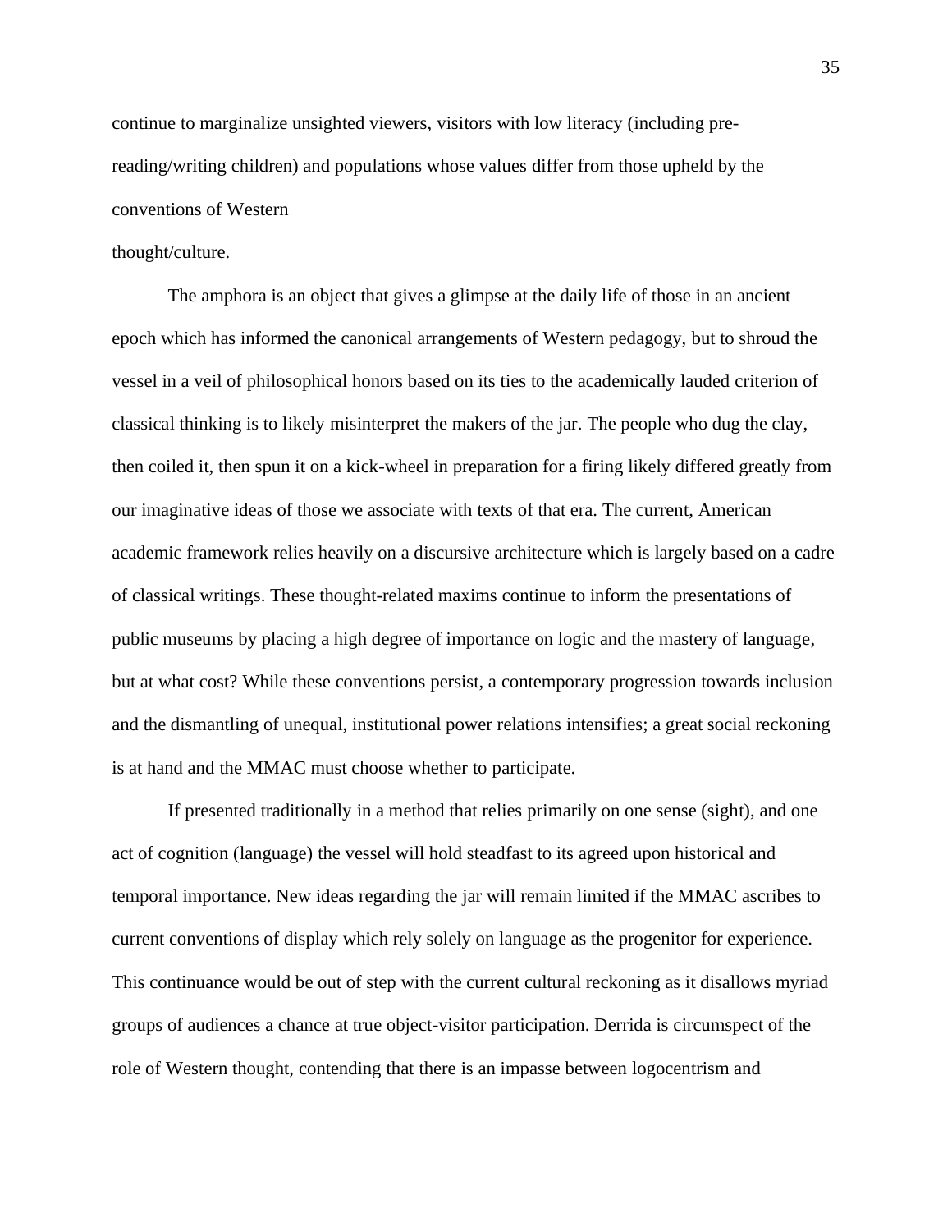continue to marginalize unsighted viewers, visitors with low literacy (including pre-reading/writing children) and populations whose values differ from those upheld by the conventions of Western thought/culture.

The amphora is an object that gives a glimpse at the daily life of those in an ancient epoch which has informed the canonical arrangements of Western pedagogy, but to shroud the vessel in a veil of philosophical honors based on its ties to the academically lauded criterion of classical thinking is to likely misinterpret the makers of the jar. The people who dug the clay, then coiled it, then spun it on a kick-wheel in preparation for a firing likely differed greatly from our imaginative ideas of those we associate with texts of that era. The current, American academic framework relies heavily on a discursive architecture which is largely based on a cadre of classical writings. These thought-related maxims continue to inform the presentations of public museums by placing a high degree of importance on logic and the mastery of language, but at what cost? While these conventions persist, a contemporary progression towards inclusion and the dismantling of unequal, institutional power relations intensifies; a great social reckoning is at hand and the MMAC must choose whether to participate.

If presented traditionally in a method that relies primarily on one sense (sight), and one act of cognition (language) the vessel will hold steadfast to its agreed upon historical and temporal importance. New ideas regarding the jar will remain limited if the MMAC ascribes to current conventions of display which rely solely on language as the progenitor for experience. This continuance would be out of step with the current cultural reckoning as it disallows myriad groups of audiences a chance at true object-visitor participation. Derrida is circumspect of the role of Western thought, contending that there is an impasse between logocentrism and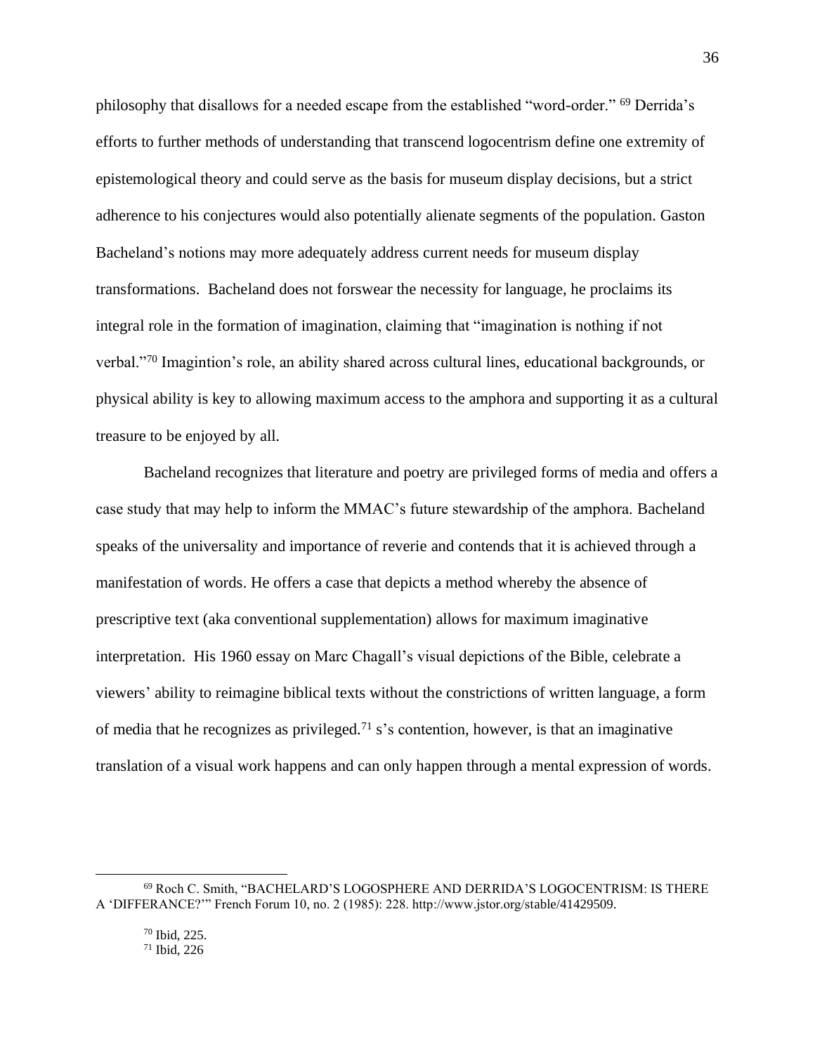philosophy that disallows for a needed escape from the established "word-order." [69] Derrida's efforts to further methods of understanding that transcend logocentrism define one extremity of epistemological theory and could serve as the basis for museum display decisions, but a strict adherence to his conjectures would also potentially alienate segments of the population. Gaston Bacheland's notions may more adequately address current needs for museum display transformations. Bacheland does not forswear the necessity for language, he proclaims its integral role in the formation of imagination, claiming that "imagination is nothing if not verbal."[70] Imagintion's role, an ability shared across cultural lines, educational backgrounds, or physical ability is key to allowing maximum access to the amphora and supporting it as a cultural treasure to be enjoyed by all.

Bacheland recognizes that literature and poetry are privileged forms of media and offers a case study that may help to inform the MMAC's future stewardship of the amphora. Bacheland speaks of the universality and importance of reverie and contends that it is achieved through a manifestation of words. He offers a case that depicts a method whereby the absence of prescriptive text (aka conventional supplementation) allows for maximum imaginative interpretation. His 1960 essay on Marc Chagall's visual depictions of the Bible, celebrate a viewers' ability to reimagine biblical texts without the constrictions of written language, a form of media that he recognizes as privileged.[71] s's contention, however, is that an imaginative translation of a visual work happens and can only happen through a mental expression of words.

---

[69] Roch C. Smith, "BACHELARD'S LOGOSPHERE AND DERRIDA'S LOGOCENTRISM: IS THERE A 'DIFFERANCE?'" French Forum 10, no. 2 (1985): 228. http://www.jstor.org/stable/41429509.

[70] Ibid, 225.

[71] Ibid, 226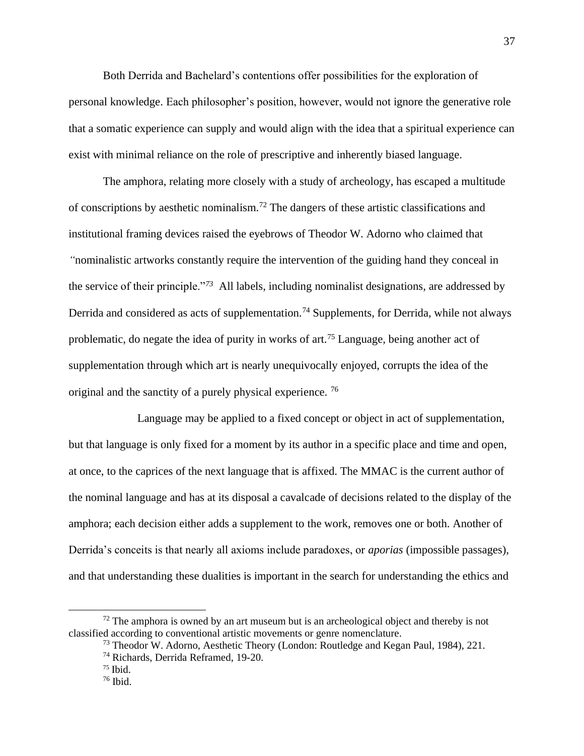Both Derrida and Bachelard's contentions offer possibilities for the exploration of personal knowledge. Each philosopher's position, however, would not ignore the generative role that a somatic experience can supply and would align with the idea that a spiritual experience can exist with minimal reliance on the role of prescriptive and inherently biased language.

The amphora, relating more closely with a study of archeology, has escaped a multitude of conscriptions by aesthetic nominalism.[72] The dangers of these artistic classifications and institutional framing devices raised the eyebrows of Theodor W. Adorno who claimed that "nominalistic artworks constantly require the intervention of the guiding hand they conceal in the service of their principle."[73] All labels, including nominalist designations, are addressed by Derrida and considered as acts of supplementation.[74] Supplements, for Derrida, while not always problematic, do negate the idea of purity in works of art.[75] Language, being another act of supplementation through which art is nearly unequivocally enjoyed, corrupts the idea of the original and the sanctity of a purely physical experience.[76]

Language may be applied to a fixed concept or object in act of supplementation, but that language is only fixed for a moment by its author in a specific place and time and open, at once, to the caprices of the next language that is affixed. The MMAC is the current author of the nominal language and has at its disposal a cavalcade of decisions related to the display of the amphora; each decision either adds a supplement to the work, removes one or both. Another of Derrida's conceits is that nearly all axioms include paradoxes, or *aporias* (impossible passages), and that understanding these dualities is important in the search for understanding the ethics and

---

[72] The amphora is owned by an art museum but is an archeological object and thereby is not classified according to conventional artistic movements or genre nomenclature.

[73] Theodor W. Adorno, Aesthetic Theory (London: Routledge and Kegan Paul, 1984), 221.

[74] Richards, Derrida Reframed, 19-20.

[75] Ibid.

[76] Ibid.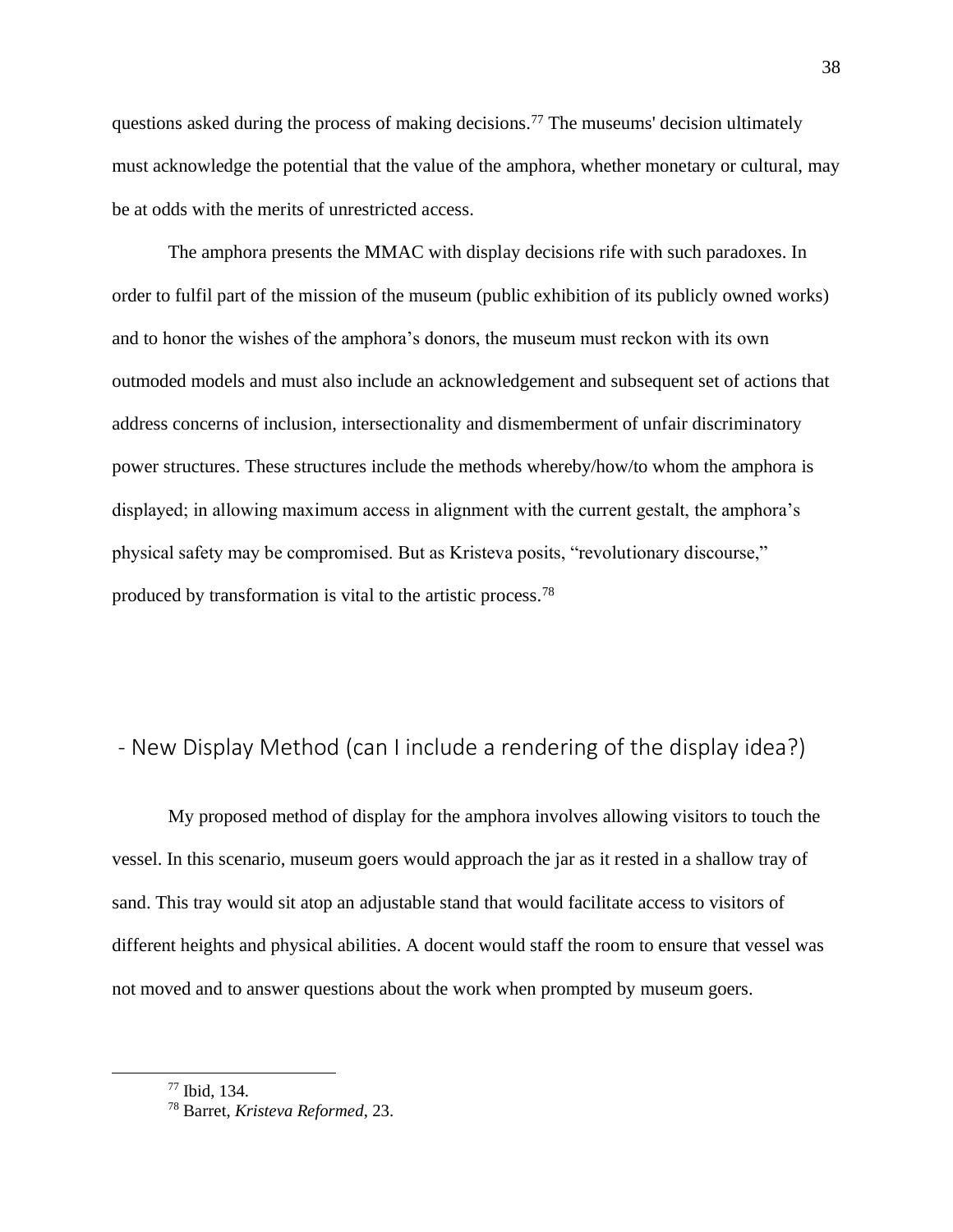questions asked during the process of making decisions.[77] The museums' decision ultimately must acknowledge the potential that the value of the amphora, whether monetary or cultural, may be at odds with the merits of unrestricted access.

The amphora presents the MMAC with display decisions rife with such paradoxes. In order to fulfil part of the mission of the museum (public exhibition of its publicly owned works) and to honor the wishes of the amphora's donors, the museum must reckon with its own outmoded models and must also include an acknowledgement and subsequent set of actions that address concerns of inclusion, intersectionality and dismemberment of unfair discriminatory power structures. These structures include the methods whereby/how/to whom the amphora is displayed; in allowing maximum access in alignment with the current gestalt, the amphora's physical safety may be compromised. But as Kristeva posits, "revolutionary discourse," produced by transformation is vital to the artistic process.[78]

## - New Display Method (can I include a rendering of the display idea?)

My proposed method of display for the amphora involves allowing visitors to touch the vessel. In this scenario, museum goers would approach the jar as it rested in a shallow tray of sand. This tray would sit atop an adjustable stand that would facilitate access to visitors of different heights and physical abilities. A docent would staff the room to ensure that vessel was not moved and to answer questions about the work when prompted by museum goers.

---

[77] Ibid, 134.

[78] Barret, *Kristeva Reformed*, 23.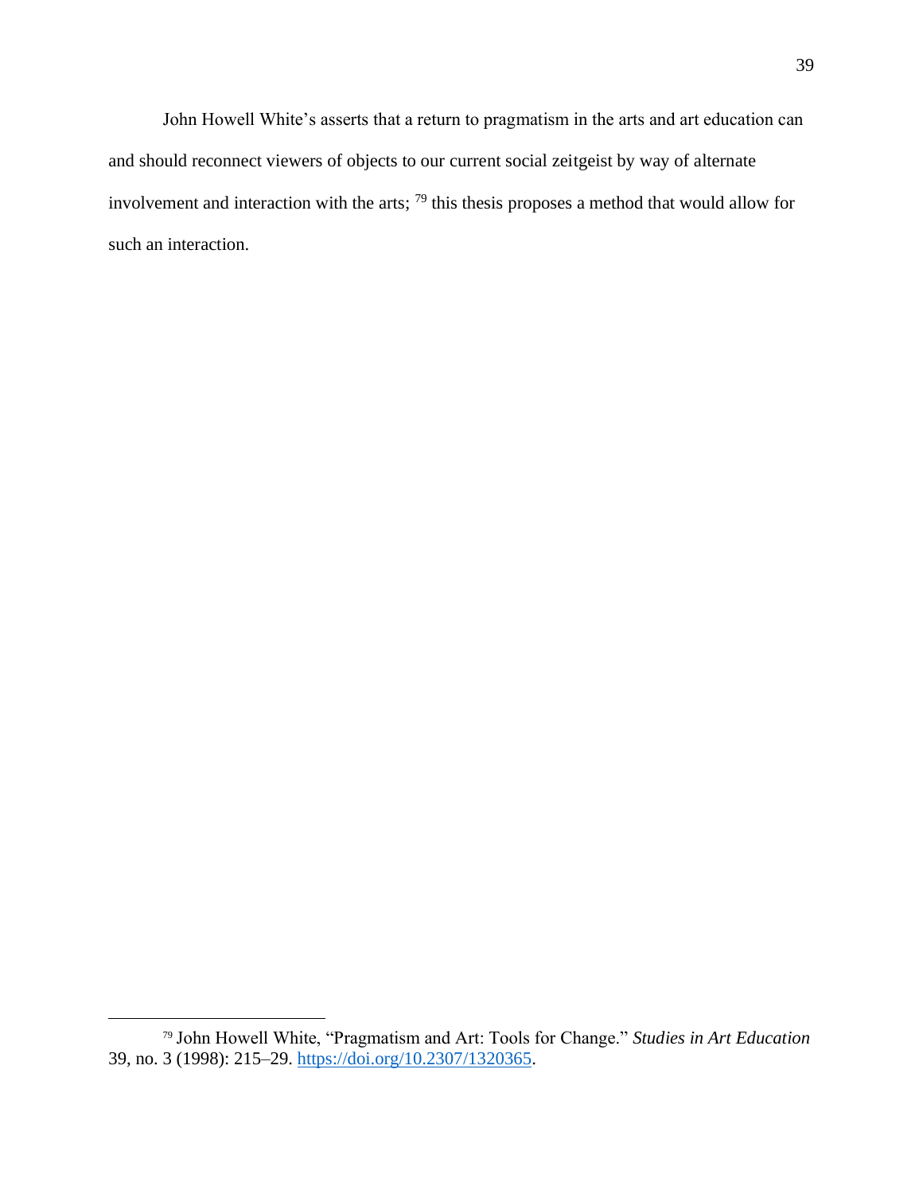John Howell White's asserts that a return to pragmatism in the arts and art education can and should reconnect viewers of objects to our current social zeitgeist by way of alternate involvement and interaction with the arts; [79] this thesis proposes a method that would allow for such an interaction.

---

[79] John Howell White, "Pragmatism and Art: Tools for Change." *Studies in Art Education* 39, no. 3 (1998): 215–29. https://doi.org/10.2307/1320365.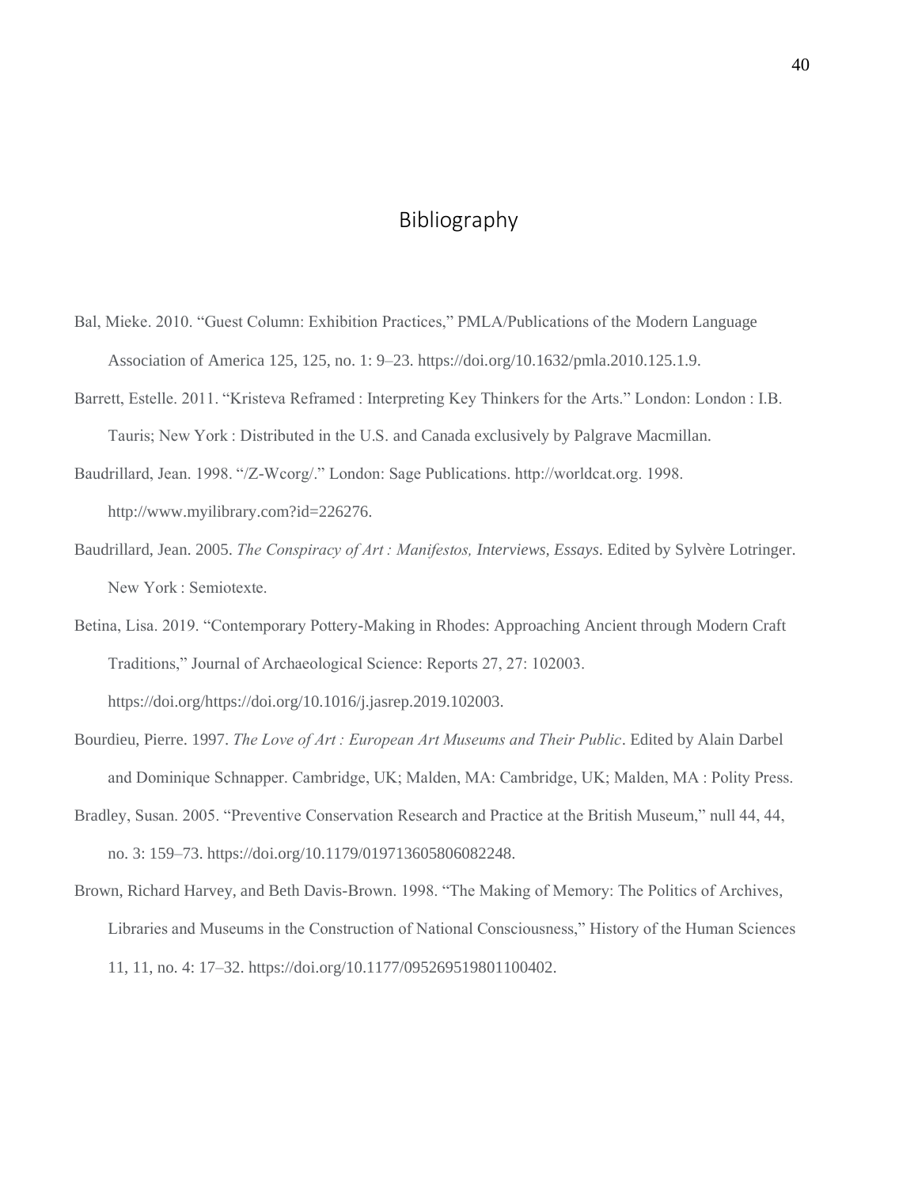# Bibliography

Bal, Mieke. 2010. "Guest Column: Exhibition Practices," PMLA/Publications of the Modern Language Association of America 125, 125, no. 1: 9–23. https://doi.org/10.1632/pmla.2010.125.1.9.

Barrett, Estelle. 2011. "Kristeva Reframed : Interpreting Key Thinkers for the Arts." London: London : I.B. Tauris; New York : Distributed in the U.S. and Canada exclusively by Palgrave Macmillan.

Baudrillard, Jean. 1998. "/Z-Wcorg/." London: Sage Publications. http://worldcat.org. 1998. http://www.myilibrary.com?id=226276.

Baudrillard, Jean. 2005. *The Conspiracy of Art : Manifestos, Interviews, Essays*. Edited by Sylvère Lotringer. New York : Semiotexte.

Betina, Lisa. 2019. "Contemporary Pottery-Making in Rhodes: Approaching Ancient through Modern Craft Traditions," Journal of Archaeological Science: Reports 27, 27: 102003. https://doi.org/https://doi.org/10.1016/j.jasrep.2019.102003.

Bourdieu, Pierre. 1997. *The Love of Art : European Art Museums and Their Public*. Edited by Alain Darbel and Dominique Schnapper. Cambridge, UK; Malden, MA: Cambridge, UK; Malden, MA : Polity Press.

Bradley, Susan. 2005. "Preventive Conservation Research and Practice at the British Museum," null 44, 44, no. 3: 159–73. https://doi.org/10.1179/019713605806082248.

Brown, Richard Harvey, and Beth Davis-Brown. 1998. "The Making of Memory: The Politics of Archives, Libraries and Museums in the Construction of National Consciousness," History of the Human Sciences 11, 11, no. 4: 17–32. https://doi.org/10.1177/095269519801100402.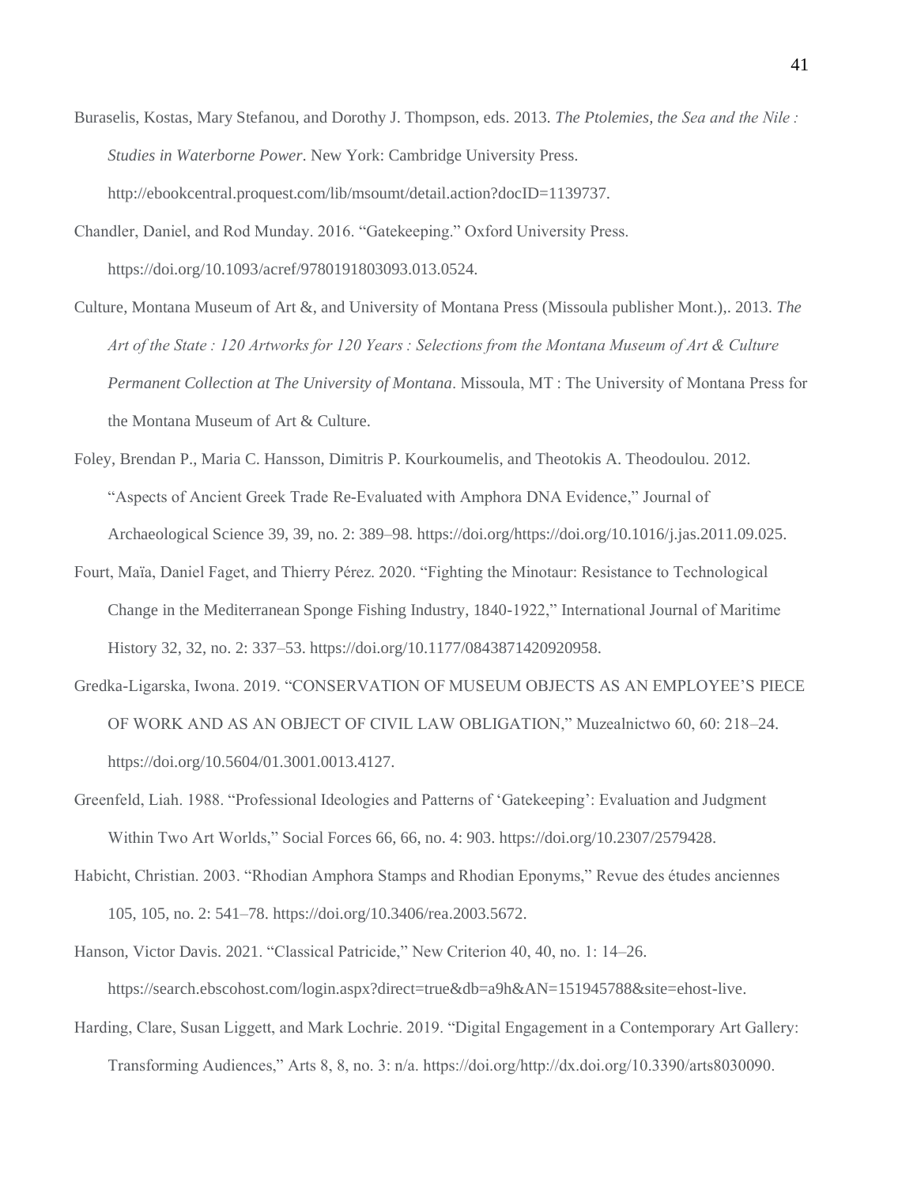Buraselis, Kostas, Mary Stefanou, and Dorothy J. Thompson, eds. 2013. *The Ptolemies, the Sea and the Nile : Studies in Waterborne Power*. New York: Cambridge University Press. http://ebookcentral.proquest.com/lib/msoumt/detail.action?docID=1139737.

Chandler, Daniel, and Rod Munday. 2016. "Gatekeeping." Oxford University Press. https://doi.org/10.1093/acref/9780191803093.013.0524.

Culture, Montana Museum of Art &, and University of Montana Press (Missoula publisher Mont.),. 2013. *The Art of the State : 120 Artworks for 120 Years : Selections from the Montana Museum of Art & Culture Permanent Collection at The University of Montana*. Missoula, MT : The University of Montana Press for the Montana Museum of Art & Culture.

Foley, Brendan P., Maria C. Hansson, Dimitris P. Kourkoumelis, and Theotokis A. Theodoulou. 2012. "Aspects of Ancient Greek Trade Re-Evaluated with Amphora DNA Evidence," Journal of Archaeological Science 39, 39, no. 2: 389–98. https://doi.org/https://doi.org/10.1016/j.jas.2011.09.025.

Fourt, Maïa, Daniel Faget, and Thierry Pérez. 2020. "Fighting the Minotaur: Resistance to Technological Change in the Mediterranean Sponge Fishing Industry, 1840-1922," International Journal of Maritime History 32, 32, no. 2: 337–53. https://doi.org/10.1177/0843871420920958.

Gredka-Ligarska, Iwona. 2019. "CONSERVATION OF MUSEUM OBJECTS AS AN EMPLOYEE'S PIECE OF WORK AND AS AN OBJECT OF CIVIL LAW OBLIGATION," Muzealnictwo 60, 60: 218–24. https://doi.org/10.5604/01.3001.0013.4127.

Greenfeld, Liah. 1988. "Professional Ideologies and Patterns of 'Gatekeeping': Evaluation and Judgment Within Two Art Worlds," Social Forces 66, 66, no. 4: 903. https://doi.org/10.2307/2579428.

Habicht, Christian. 2003. "Rhodian Amphora Stamps and Rhodian Eponyms," Revue des études anciennes 105, 105, no. 2: 541–78. https://doi.org/10.3406/rea.2003.5672.

Hanson, Victor Davis. 2021. "Classical Patricide," New Criterion 40, 40, no. 1: 14–26. https://search.ebscohost.com/login.aspx?direct=true&db=a9h&AN=151945788&site=ehost-live.

Harding, Clare, Susan Liggett, and Mark Lochrie. 2019. "Digital Engagement in a Contemporary Art Gallery: Transforming Audiences," Arts 8, 8, no. 3: n/a. https://doi.org/http://dx.doi.org/10.3390/arts8030090.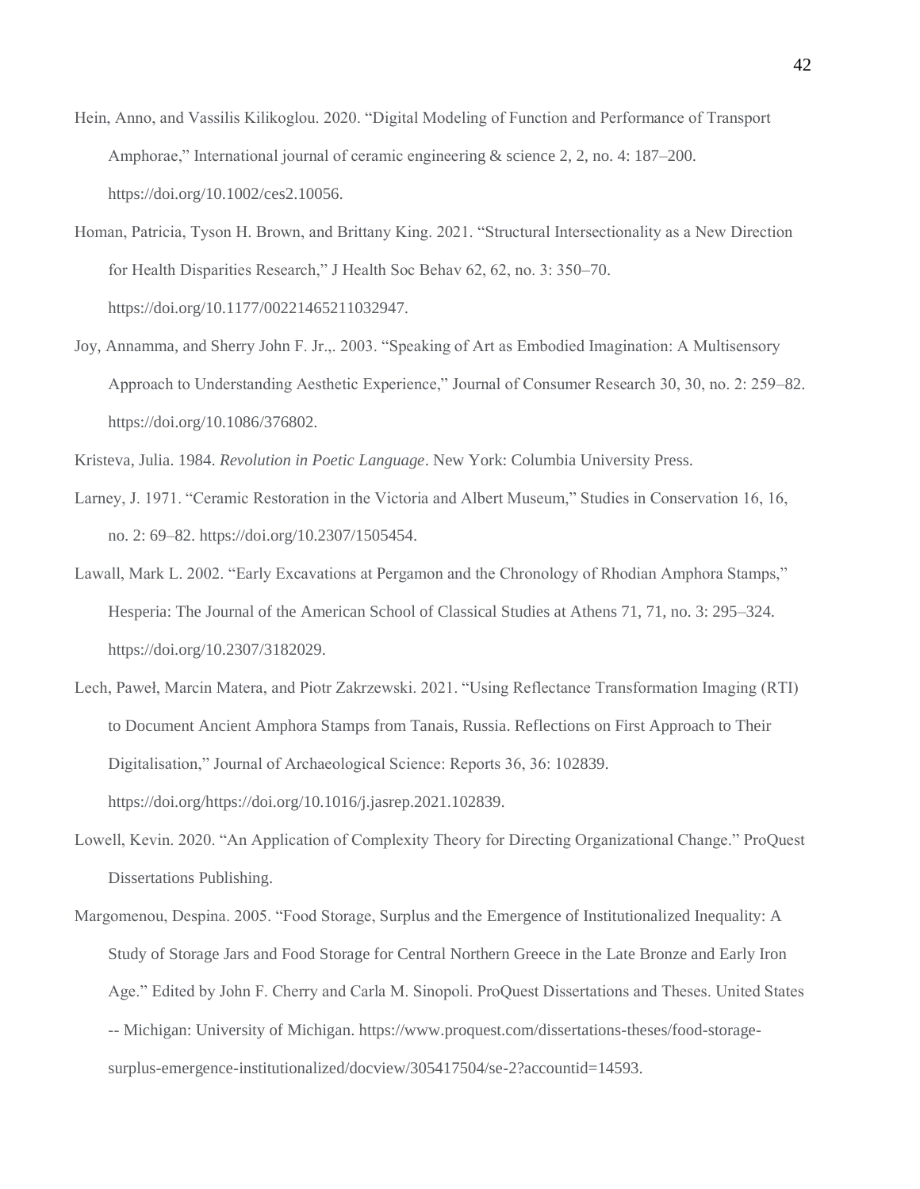Hein, Anno, and Vassilis Kilikoglou. 2020. "Digital Modeling of Function and Performance of Transport Amphorae," International journal of ceramic engineering & science 2, 2, no. 4: 187–200. https://doi.org/10.1002/ces2.10056.

Homan, Patricia, Tyson H. Brown, and Brittany King. 2021. "Structural Intersectionality as a New Direction for Health Disparities Research," J Health Soc Behav 62, 62, no. 3: 350–70. https://doi.org/10.1177/00221465211032947.

Joy, Annamma, and Sherry John F. Jr.,. 2003. "Speaking of Art as Embodied Imagination: A Multisensory Approach to Understanding Aesthetic Experience," Journal of Consumer Research 30, 30, no. 2: 259–82. https://doi.org/10.1086/376802.

Kristeva, Julia. 1984. *Revolution in Poetic Language*. New York: Columbia University Press.

Larney, J. 1971. "Ceramic Restoration in the Victoria and Albert Museum," Studies in Conservation 16, 16, no. 2: 69–82. https://doi.org/10.2307/1505454.

Lawall, Mark L. 2002. "Early Excavations at Pergamon and the Chronology of Rhodian Amphora Stamps," Hesperia: The Journal of the American School of Classical Studies at Athens 71, 71, no. 3: 295–324. https://doi.org/10.2307/3182029.

Lech, Paweł, Marcin Matera, and Piotr Zakrzewski. 2021. "Using Reflectance Transformation Imaging (RTI) to Document Ancient Amphora Stamps from Tanais, Russia. Reflections on First Approach to Their Digitalisation," Journal of Archaeological Science: Reports 36, 36: 102839. https://doi.org/https://doi.org/10.1016/j.jasrep.2021.102839.

Lowell, Kevin. 2020. "An Application of Complexity Theory for Directing Organizational Change." ProQuest Dissertations Publishing.

Margomenou, Despina. 2005. "Food Storage, Surplus and the Emergence of Institutionalized Inequality: A Study of Storage Jars and Food Storage for Central Northern Greece in the Late Bronze and Early Iron Age." Edited by John F. Cherry and Carla M. Sinopoli. ProQuest Dissertations and Theses. United States -- Michigan: University of Michigan. https://www.proquest.com/dissertations-theses/food-storage-surplus-emergence-institutionalized/docview/305417504/se-2?accountid=14593.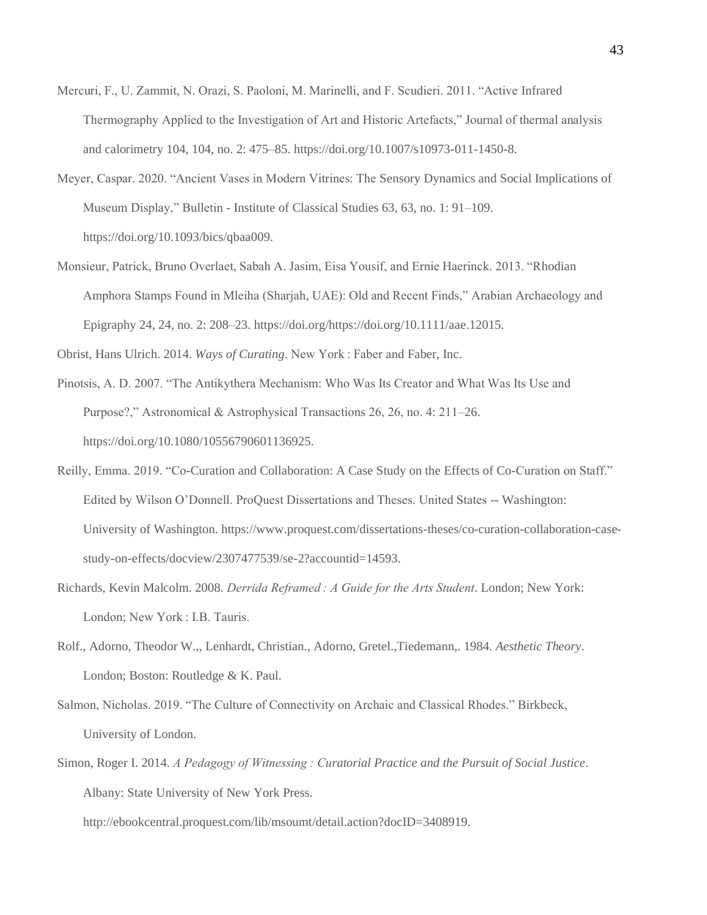Mercuri, F., U. Zammit, N. Orazi, S. Paoloni, M. Marinelli, and F. Scudieri. 2011. "Active Infrared Thermography Applied to the Investigation of Art and Historic Artefacts," Journal of thermal analysis and calorimetry 104, 104, no. 2: 475–85. https://doi.org/10.1007/s10973-011-1450-8.

Meyer, Caspar. 2020. "Ancient Vases in Modern Vitrines: The Sensory Dynamics and Social Implications of Museum Display," Bulletin - Institute of Classical Studies 63, 63, no. 1: 91–109. https://doi.org/10.1093/bics/qbaa009.

Monsieur, Patrick, Bruno Overlaet, Sabah A. Jasim, Eisa Yousif, and Ernie Haerinck. 2013. "Rhodian Amphora Stamps Found in Mleiha (Sharjah, UAE): Old and Recent Finds," Arabian Archaeology and Epigraphy 24, 24, no. 2: 208–23. https://doi.org/https://doi.org/10.1111/aae.12015.

Obrist, Hans Ulrich. 2014. *Ways of Curating*. New York : Faber and Faber, Inc.

Pinotsis, A. D. 2007. "The Antikythera Mechanism: Who Was Its Creator and What Was Its Use and Purpose?," Astronomical & Astrophysical Transactions 26, 26, no. 4: 211–26. https://doi.org/10.1080/10556790601136925.

Reilly, Emma. 2019. "Co-Curation and Collaboration: A Case Study on the Effects of Co-Curation on Staff." Edited by Wilson O'Donnell. ProQuest Dissertations and Theses. United States -- Washington: University of Washington. https://www.proquest.com/dissertations-theses/co-curation-collaboration-case-study-on-effects/docview/2307477539/se-2?accountid=14593.

Richards, Kevin Malcolm. 2008. *Derrida Reframed : A Guide for the Arts Student*. London; New York: London; New York : I.B. Tauris.

Rolf., Adorno, Theodor W.,, Lenhardt, Christian., Adorno, Gretel.,Tiedemann,. 1984. *Aesthetic Theory*. London; Boston: Routledge & K. Paul.

Salmon, Nicholas. 2019. "The Culture of Connectivity on Archaic and Classical Rhodes." Birkbeck, University of London.

Simon, Roger I. 2014. *A Pedagogy of Witnessing : Curatorial Practice and the Pursuit of Social Justice*. Albany: State University of New York Press. http://ebookcentral.proquest.com/lib/msoumt/detail.action?docID=3408919.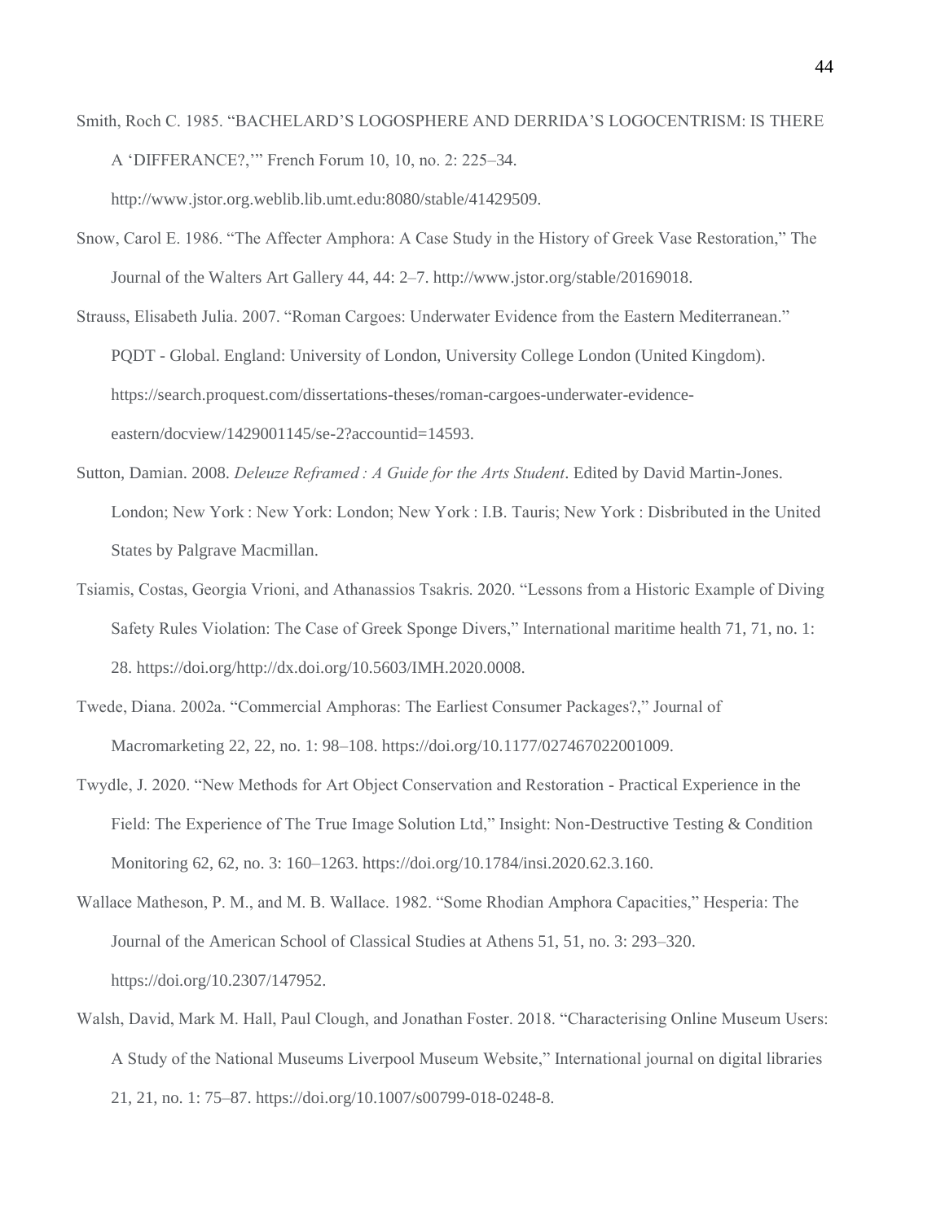Smith, Roch C. 1985. "BACHELARD'S LOGOSPHERE AND DERRIDA'S LOGOCENTRISM: IS THERE A 'DIFFERANCE?,'" French Forum 10, 10, no. 2: 225–34. http://www.jstor.org.weblib.lib.umt.edu:8080/stable/41429509.

Snow, Carol E. 1986. "The Affecter Amphora: A Case Study in the History of Greek Vase Restoration," The Journal of the Walters Art Gallery 44, 44: 2–7. http://www.jstor.org/stable/20169018.

Strauss, Elisabeth Julia. 2007. "Roman Cargoes: Underwater Evidence from the Eastern Mediterranean." PQDT - Global. England: University of London, University College London (United Kingdom). https://search.proquest.com/dissertations-theses/roman-cargoes-underwater-evidence-eastern/docview/1429001145/se-2?accountid=14593.

Sutton, Damian. 2008. *Deleuze Reframed : A Guide for the Arts Student*. Edited by David Martin-Jones. London; New York : New York: London; New York : I.B. Tauris; New York : Disbributed in the United States by Palgrave Macmillan.

Tsiamis, Costas, Georgia Vrioni, and Athanassios Tsakris. 2020. "Lessons from a Historic Example of Diving Safety Rules Violation: The Case of Greek Sponge Divers," International maritime health 71, 71, no. 1: 28. https://doi.org/http://dx.doi.org/10.5603/IMH.2020.0008.

Twede, Diana. 2002a. "Commercial Amphoras: The Earliest Consumer Packages?," Journal of Macromarketing 22, 22, no. 1: 98–108. https://doi.org/10.1177/027467022001009.

Twydle, J. 2020. "New Methods for Art Object Conservation and Restoration - Practical Experience in the Field: The Experience of The True Image Solution Ltd," Insight: Non-Destructive Testing & Condition Monitoring 62, 62, no. 3: 160–1263. https://doi.org/10.1784/insi.2020.62.3.160.

Wallace Matheson, P. M., and M. B. Wallace. 1982. "Some Rhodian Amphora Capacities," Hesperia: The Journal of the American School of Classical Studies at Athens 51, 51, no. 3: 293–320. https://doi.org/10.2307/147952.

Walsh, David, Mark M. Hall, Paul Clough, and Jonathan Foster. 2018. "Characterising Online Museum Users: A Study of the National Museums Liverpool Museum Website," International journal on digital libraries 21, 21, no. 1: 75–87. https://doi.org/10.1007/s00799-018-0248-8.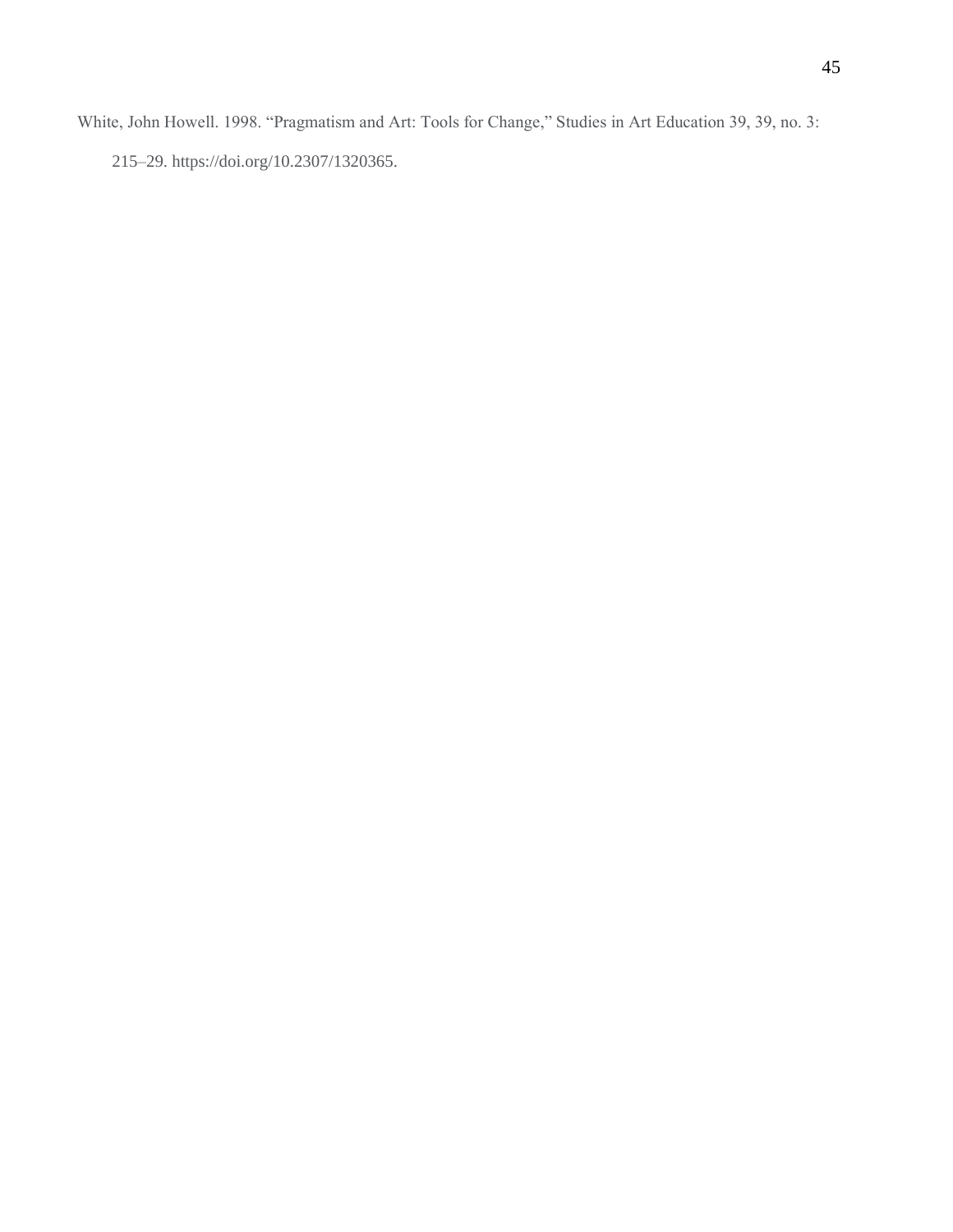White, John Howell. 1998. “Pragmatism and Art: Tools for Change,” Studies in Art Education 39, 39, no. 3: 215–29. https://doi.org/10.2307/1320365.